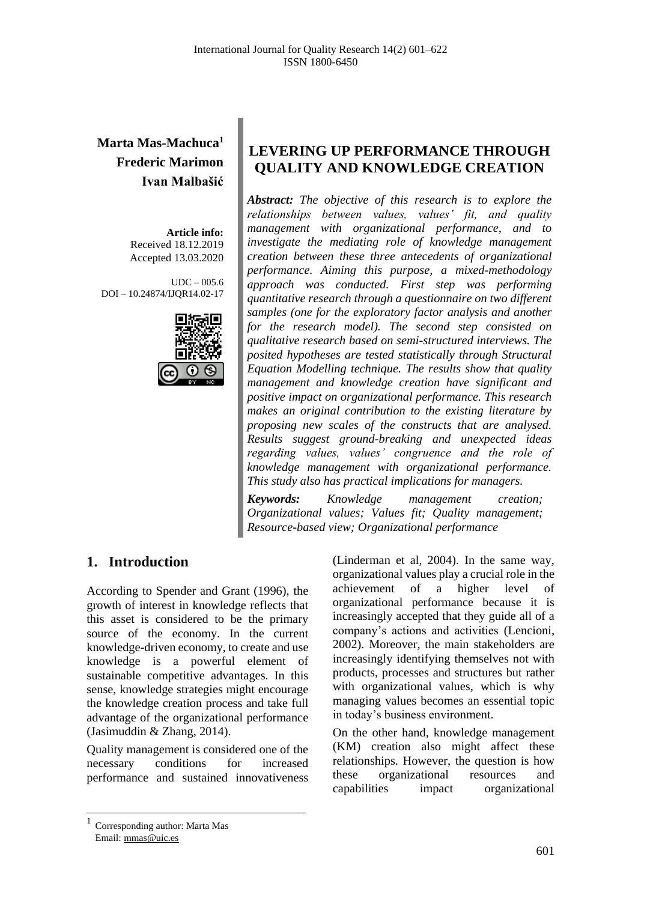**Marta Mas-Machuca**[1]
**Frederic Marimon**
**Ivan Malbašić**

**Article info:**
Received 18.12.2019
Accepted 13.03.2020

UDC – 005.6
DOI – 10.24874/IJQR14.02-17

# LEVERING UP PERFORMANCE THROUGH QUALITY AND KNOWLEDGE CREATION

***Abstract:*** *The objective of this research is to explore the relationships between values, values' fit, and quality management with organizational performance, and to investigate the mediating role of knowledge management creation between these three antecedents of organizational performance. Aiming this purpose, a mixed-methodology approach was conducted. First step was performing quantitative research through a questionnaire on two different samples (one for the exploratory factor analysis and another for the research model). The second step consisted on qualitative research based on semi-structured interviews. The posited hypotheses are tested statistically through Structural Equation Modelling technique. The results show that quality management and knowledge creation have significant and positive impact on organizational performance. This research makes an original contribution to the existing literature by proposing new scales of the constructs that are analysed. Results suggest ground-breaking and unexpected ideas regarding values, values' congruence and the role of knowledge management with organizational performance. This study also has practical implications for managers.*

***Keywords:*** *Knowledge management creation; Organizational values; Values fit; Quality management; Resource-based view; Organizational performance*

## 1. Introduction

According to Spender and Grant (1996), the growth of interest in knowledge reflects that this asset is considered to be the primary source of the economy. In the current knowledge-driven economy, to create and use knowledge is a powerful element of sustainable competitive advantages. In this sense, knowledge strategies might encourage the knowledge creation process and take full advantage of the organizational performance (Jasimuddin & Zhang, 2014).

Quality management is considered one of the necessary conditions for increased performance and sustained innovativeness (Linderman et al, 2004). In the same way, organizational values play a crucial role in the achievement of a higher level of organizational performance because it is increasingly accepted that they guide all of a company's actions and activities (Lencioni, 2002). Moreover, the main stakeholders are increasingly identifying themselves not with products, processes and structures but rather with organizational values, which is why managing values becomes an essential topic in today's business environment.

On the other hand, knowledge management (KM) creation also might affect these relationships. However, the question is how these organizational resources and capabilities impact organizational

[1] Corresponding author: Marta Mas
Email: mmas@uic.es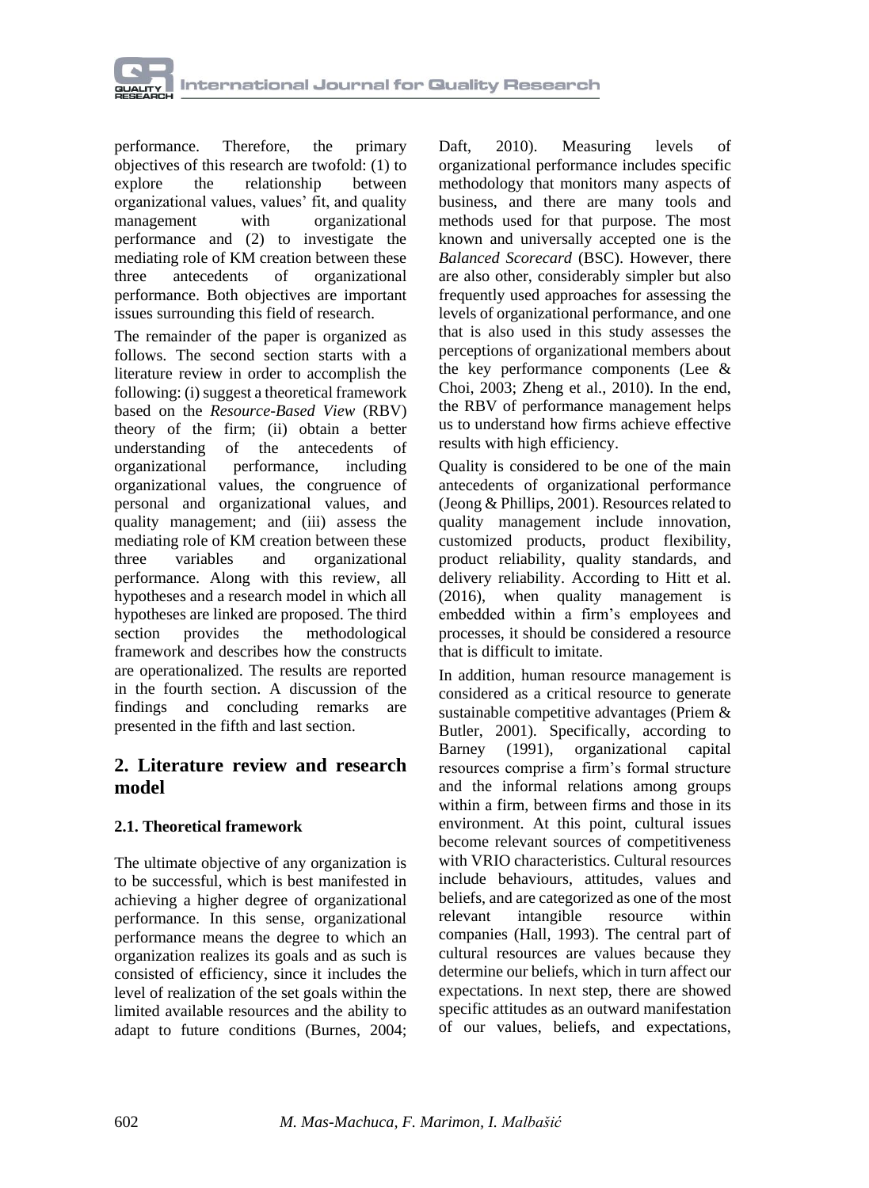performance. Therefore, the primary objectives of this research are twofold: (1) to explore the relationship between organizational values, values' fit, and quality management with organizational performance and (2) to investigate the mediating role of KM creation between these three antecedents of organizational performance. Both objectives are important issues surrounding this field of research.

The remainder of the paper is organized as follows. The second section starts with a literature review in order to accomplish the following: (i) suggest a theoretical framework based on the *Resource-Based View* (RBV) theory of the firm; (ii) obtain a better understanding of the antecedents of organizational performance, including organizational values, the congruence of personal and organizational values, and quality management; and (iii) assess the mediating role of KM creation between these three variables and organizational performance. Along with this review, all hypotheses and a research model in which all hypotheses are linked are proposed. The third section provides the methodological framework and describes how the constructs are operationalized. The results are reported in the fourth section. A discussion of the findings and concluding remarks are presented in the fifth and last section.

## 2. Literature review and research model

### 2.1. Theoretical framework

The ultimate objective of any organization is to be successful, which is best manifested in achieving a higher degree of organizational performance. In this sense, organizational performance means the degree to which an organization realizes its goals and as such is consisted of efficiency, since it includes the level of realization of the set goals within the limited available resources and the ability to adapt to future conditions (Burnes, 2004; Daft, 2010). Measuring levels of organizational performance includes specific methodology that monitors many aspects of business, and there are many tools and methods used for that purpose. The most known and universally accepted one is the *Balanced Scorecard* (BSC). However, there are also other, considerably simpler but also frequently used approaches for assessing the levels of organizational performance, and one that is also used in this study assesses the perceptions of organizational members about the key performance components (Lee & Choi, 2003; Zheng et al., 2010). In the end, the RBV of performance management helps us to understand how firms achieve effective results with high efficiency.

Quality is considered to be one of the main antecedents of organizational performance (Jeong & Phillips, 2001). Resources related to quality management include innovation, customized products, product flexibility, product reliability, quality standards, and delivery reliability. According to Hitt et al. (2016), when quality management is embedded within a firm's employees and processes, it should be considered a resource that is difficult to imitate.

In addition, human resource management is considered as a critical resource to generate sustainable competitive advantages (Priem & Butler, 2001). Specifically, according to Barney (1991), organizational capital resources comprise a firm's formal structure and the informal relations among groups within a firm, between firms and those in its environment. At this point, cultural issues become relevant sources of competitiveness with VRIO characteristics. Cultural resources include behaviours, attitudes, values and beliefs, and are categorized as one of the most relevant intangible resource within companies (Hall, 1993). The central part of cultural resources are values because they determine our beliefs, which in turn affect our expectations. In next step, there are showed specific attitudes as an outward manifestation of our values, beliefs, and expectations,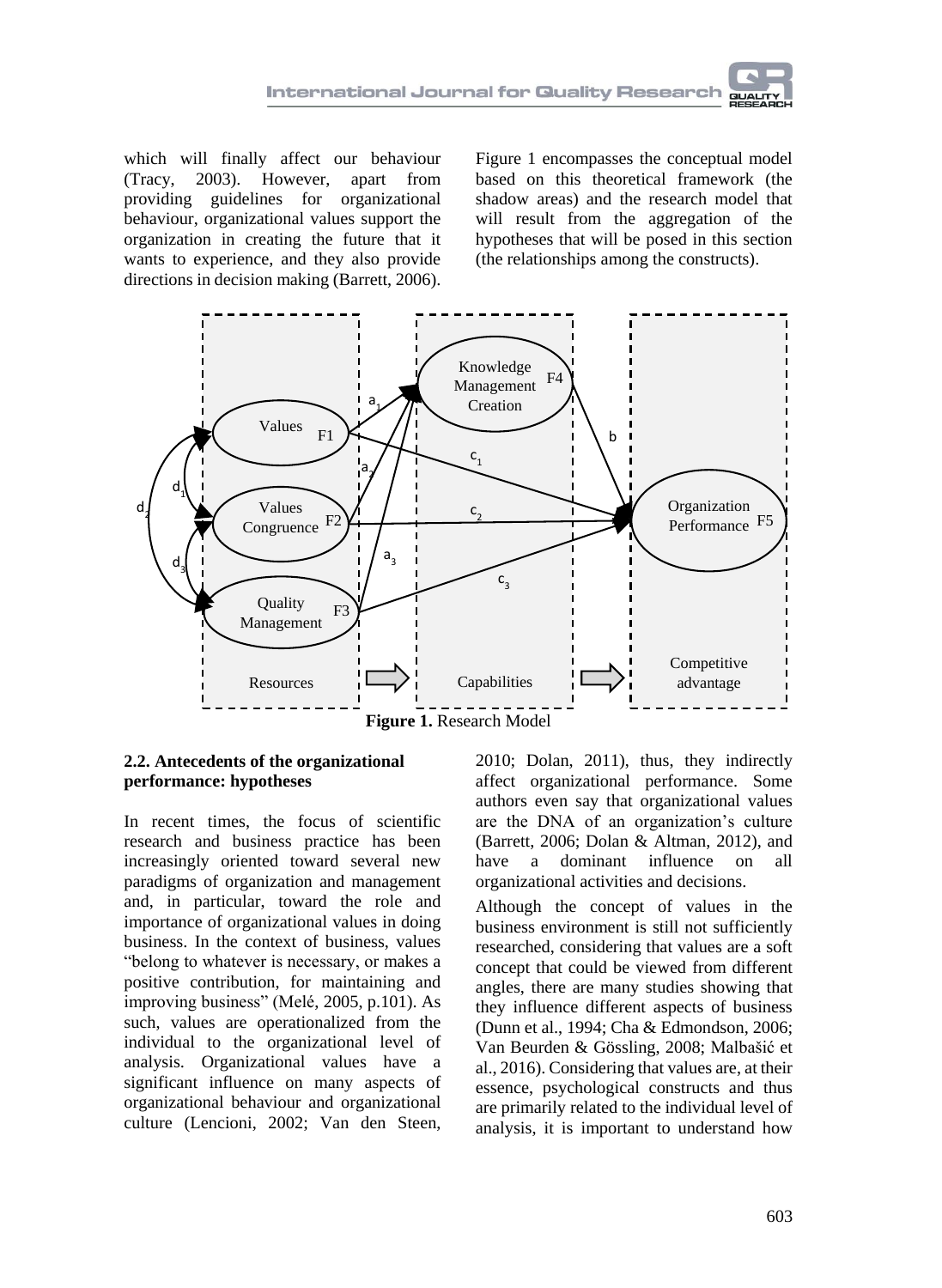which will finally affect our behaviour (Tracy, 2003). However, apart from providing guidelines for organizational behaviour, organizational values support the organization in creating the future that it wants to experience, and they also provide directions in decision making (Barrett, 2006).

Figure 1 encompasses the conceptual model based on this theoretical framework (the shadow areas) and the research model that will result from the aggregation of the hypotheses that will be posed in this section (the relationships among the constructs).

**Figure 1.** Research Model

### 2.2. Antecedents of the organizational performance: hypotheses

In recent times, the focus of scientific research and business practice has been increasingly oriented toward several new paradigms of organization and management and, in particular, toward the role and importance of organizational values in doing business. In the context of business, values "belong to whatever is necessary, or makes a positive contribution, for maintaining and improving business" (Melé, 2005, p.101). As such, values are operationalized from the individual to the organizational level of analysis. Organizational values have a significant influence on many aspects of organizational behaviour and organizational culture (Lencioni, 2002; Van den Steen, 2010; Dolan, 2011), thus, they indirectly affect organizational performance. Some authors even say that organizational values are the DNA of an organization's culture (Barrett, 2006; Dolan & Altman, 2012), and have a dominant influence on all organizational activities and decisions.

Although the concept of values in the business environment is still not sufficiently researched, considering that values are a soft concept that could be viewed from different angles, there are many studies showing that they influence different aspects of business (Dunn et al., 1994; Cha & Edmondson, 2006; Van Beurden & Gössling, 2008; Malbašić et al., 2016). Considering that values are, at their essence, psychological constructs and thus are primarily related to the individual level of analysis, it is important to understand how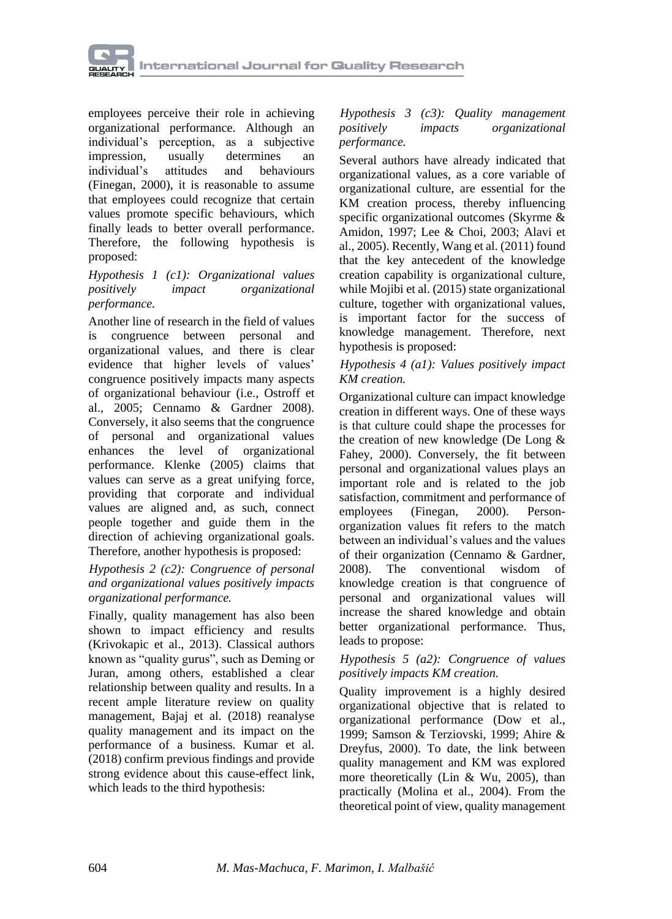employees perceive their role in achieving organizational performance. Although an individual's perception, as a subjective impression, usually determines an individual's attitudes and behaviours (Finegan, 2000), it is reasonable to assume that employees could recognize that certain values promote specific behaviours, which finally leads to better overall performance. Therefore, the following hypothesis is proposed:

*Hypothesis 1 (c1): Organizational values positively impact organizational performance.*

Another line of research in the field of values is congruence between personal and organizational values, and there is clear evidence that higher levels of values' congruence positively impacts many aspects of organizational behaviour (i.e., Ostroff et al., 2005; Cennamo & Gardner 2008). Conversely, it also seems that the congruence of personal and organizational values enhances the level of organizational performance. Klenke (2005) claims that values can serve as a great unifying force, providing that corporate and individual values are aligned and, as such, connect people together and guide them in the direction of achieving organizational goals. Therefore, another hypothesis is proposed:

*Hypothesis 2 (c2): Congruence of personal and organizational values positively impacts organizational performance.*

Finally, quality management has also been shown to impact efficiency and results (Krivokapic et al., 2013). Classical authors known as "quality gurus", such as Deming or Juran, among others, established a clear relationship between quality and results. In a recent ample literature review on quality management, Bajaj et al. (2018) reanalyse quality management and its impact on the performance of a business. Kumar et al. (2018) confirm previous findings and provide strong evidence about this cause-effect link, which leads to the third hypothesis:

*Hypothesis 3 (c3): Quality management positively impacts organizational performance.*

Several authors have already indicated that organizational values, as a core variable of organizational culture, are essential for the KM creation process, thereby influencing specific organizational outcomes (Skyrme & Amidon, 1997; Lee & Choi, 2003; Alavi et al., 2005). Recently, Wang et al. (2011) found that the key antecedent of the knowledge creation capability is organizational culture, while Mojibi et al. (2015) state organizational culture, together with organizational values, is important factor for the success of knowledge management. Therefore, next hypothesis is proposed:

*Hypothesis 4 (a1): Values positively impact KM creation.*

Organizational culture can impact knowledge creation in different ways. One of these ways is that culture could shape the processes for the creation of new knowledge (De Long & Fahey, 2000). Conversely, the fit between personal and organizational values plays an important role and is related to the job satisfaction, commitment and performance of employees (Finegan, 2000). Person-organization values fit refers to the match between an individual's values and the values of their organization (Cennamo & Gardner, 2008). The conventional wisdom of knowledge creation is that congruence of personal and organizational values will increase the shared knowledge and obtain better organizational performance. Thus, leads to propose:

*Hypothesis 5 (a2): Congruence of values positively impacts KM creation.*

Quality improvement is a highly desired organizational objective that is related to organizational performance (Dow et al., 1999; Samson & Terziovski, 1999; Ahire & Dreyfus, 2000). To date, the link between quality management and KM was explored more theoretically (Lin & Wu, 2005), than practically (Molina et al., 2004). From the theoretical point of view, quality management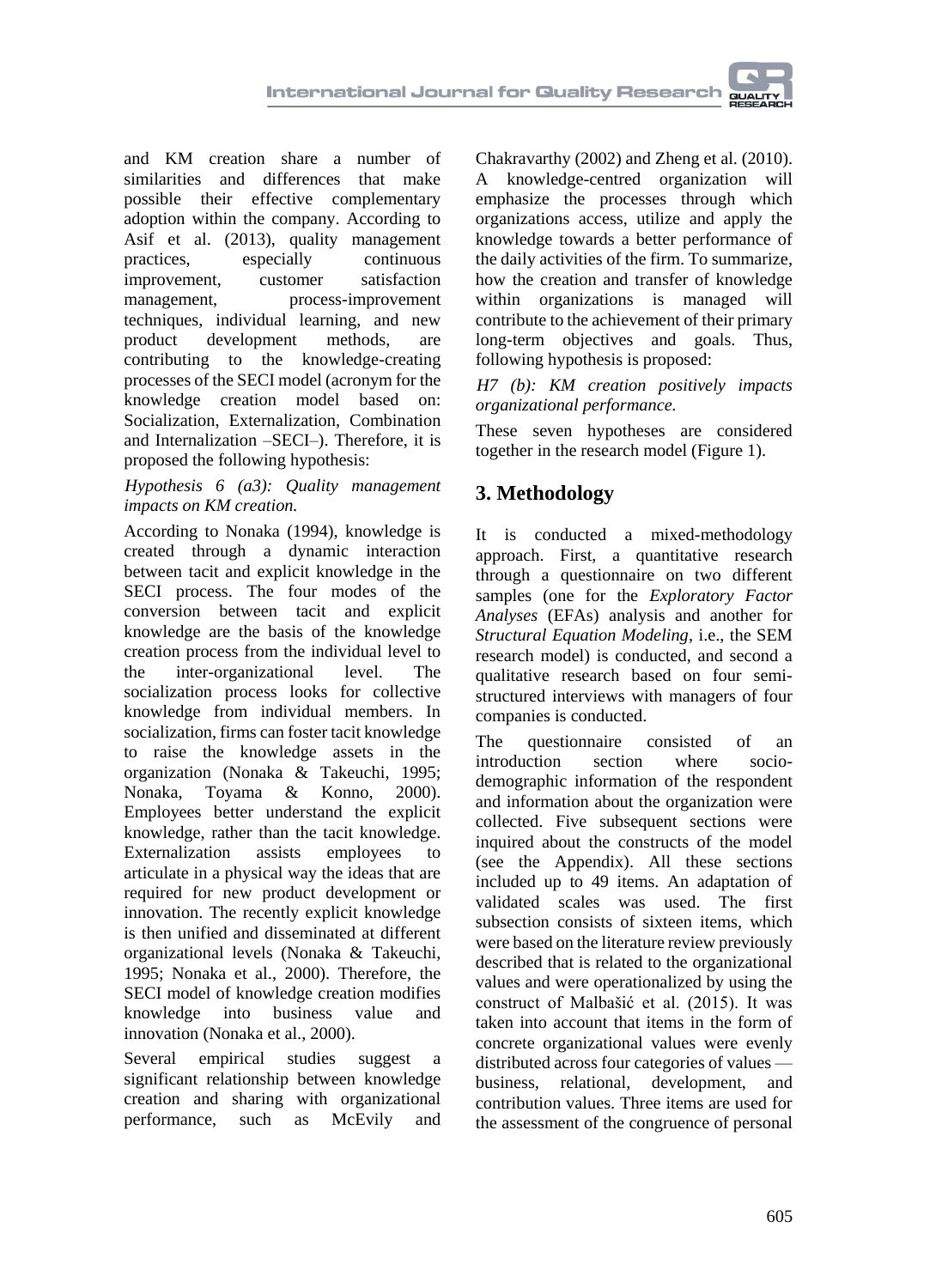and KM creation share a number of similarities and differences that make possible their effective complementary adoption within the company. According to Asif et al. (2013), quality management practices, especially continuous improvement, customer satisfaction management, process-improvement techniques, individual learning, and new product development methods, are contributing to the knowledge-creating processes of the SECI model (acronym for the knowledge creation model based on: Socialization, Externalization, Combination and Internalization –SECI–). Therefore, it is proposed the following hypothesis:

*Hypothesis 6 (a3): Quality management impacts on KM creation.*

According to Nonaka (1994), knowledge is created through a dynamic interaction between tacit and explicit knowledge in the SECI process. The four modes of the conversion between tacit and explicit knowledge are the basis of the knowledge creation process from the individual level to the inter-organizational level. The socialization process looks for collective knowledge from individual members. In socialization, firms can foster tacit knowledge to raise the knowledge assets in the organization (Nonaka & Takeuchi, 1995; Nonaka, Toyama & Konno, 2000). Employees better understand the explicit knowledge, rather than the tacit knowledge. Externalization assists employees to articulate in a physical way the ideas that are required for new product development or innovation. The recently explicit knowledge is then unified and disseminated at different organizational levels (Nonaka & Takeuchi, 1995; Nonaka et al., 2000). Therefore, the SECI model of knowledge creation modifies knowledge into business value and innovation (Nonaka et al., 2000).

Several empirical studies suggest a significant relationship between knowledge creation and sharing with organizational performance, such as McEvily and Chakravarthy (2002) and Zheng et al. (2010). A knowledge-centred organization will emphasize the processes through which organizations access, utilize and apply the knowledge towards a better performance of the daily activities of the firm. To summarize, how the creation and transfer of knowledge within organizations is managed will contribute to the achievement of their primary long-term objectives and goals. Thus, following hypothesis is proposed:

*H7 (b): KM creation positively impacts organizational performance.*

These seven hypotheses are considered together in the research model (Figure 1).

## 3. Methodology

It is conducted a mixed-methodology approach. First, a quantitative research through a questionnaire on two different samples (one for the *Exploratory Factor Analyses* (EFAs) analysis and another for *Structural Equation Modeling*, i.e., the SEM research model) is conducted, and second a qualitative research based on four semi-structured interviews with managers of four companies is conducted.

The questionnaire consisted of an introduction section where socio-demographic information of the respondent and information about the organization were collected. Five subsequent sections were inquired about the constructs of the model (see the Appendix). All these sections included up to 49 items. An adaptation of validated scales was used. The first subsection consists of sixteen items, which were based on the literature review previously described that is related to the organizational values and were operationalized by using the construct of Malbašić et al. (2015). It was taken into account that items in the form of concrete organizational values were evenly distributed across four categories of values — business, relational, development, and contribution values. Three items are used for the assessment of the congruence of personal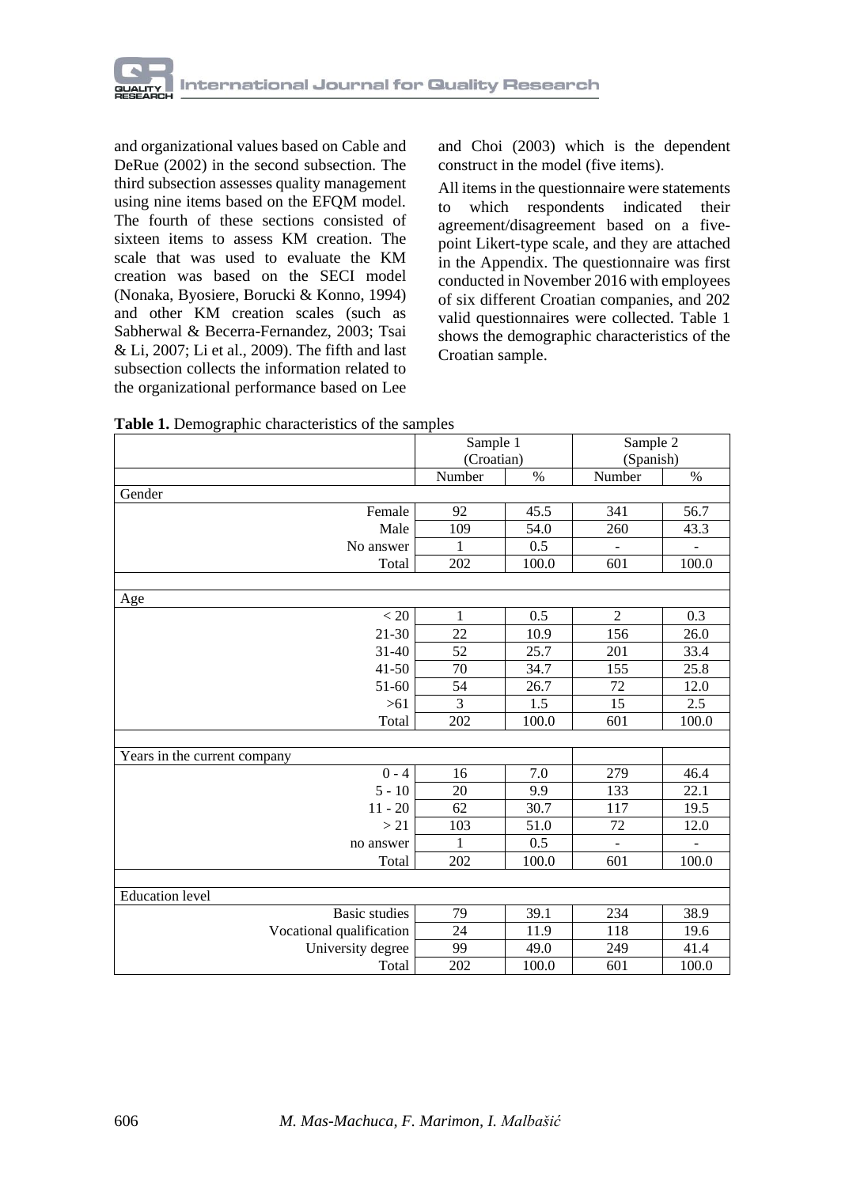and organizational values based on Cable and DeRue (2002) in the second subsection. The third subsection assesses quality management using nine items based on the EFQM model. The fourth of these sections consisted of sixteen items to assess KM creation. The scale that was used to evaluate the KM creation was based on the SECI model (Nonaka, Byosiere, Borucki & Konno, 1994) and other KM creation scales (such as Sabherwal & Becerra-Fernandez, 2003; Tsai & Li, 2007; Li et al., 2009). The fifth and last subsection collects the information related to the organizational performance based on Lee and Choi (2003) which is the dependent construct in the model (five items).

All items in the questionnaire were statements to which respondents indicated their agreement/disagreement based on a five-point Likert-type scale, and they are attached in the Appendix. The questionnaire was first conducted in November 2016 with employees of six different Croatian companies, and 202 valid questionnaires were collected. Table 1 shows the demographic characteristics of the Croatian sample.

**Table 1.** Demographic characteristics of the samples

| | Sample 1 (Croatian) | | Sample 2 (Spanish) | |
|---|---|---|---|---|
| | Number | % | Number | % |
| Gender | | | | |
| Female | 92 | 45.5 | 341 | 56.7 |
| Male | 109 | 54.0 | 260 | 43.3 |
| No answer | 1 | 0.5 | - | - |
| Total | 202 | 100.0 | 601 | 100.0 |
| | | | | |
| Age | | | | |
| < 20 | 1 | 0.5 | 2 | 0.3 |
| 21-30 | 22 | 10.9 | 156 | 26.0 |
| 31-40 | 52 | 25.7 | 201 | 33.4 |
| 41-50 | 70 | 34.7 | 155 | 25.8 |
| 51-60 | 54 | 26.7 | 72 | 12.0 |
| >61 | 3 | 1.5 | 15 | 2.5 |
| Total | 202 | 100.0 | 601 | 100.0 |
| | | | | |
| Years in the current company | | | | |
| 0 - 4 | 16 | 7.0 | 279 | 46.4 |
| 5 - 10 | 20 | 9.9 | 133 | 22.1 |
| 11 - 20 | 62 | 30.7 | 117 | 19.5 |
| > 21 | 103 | 51.0 | 72 | 12.0 |
| no answer | 1 | 0.5 | - | - |
| Total | 202 | 100.0 | 601 | 100.0 |
| | | | | |
| Education level | | | | |
| Basic studies | 79 | 39.1 | 234 | 38.9 |
| Vocational qualification | 24 | 11.9 | 118 | 19.6 |
| University degree | 99 | 49.0 | 249 | 41.4 |
| Total | 202 | 100.0 | 601 | 100.0 |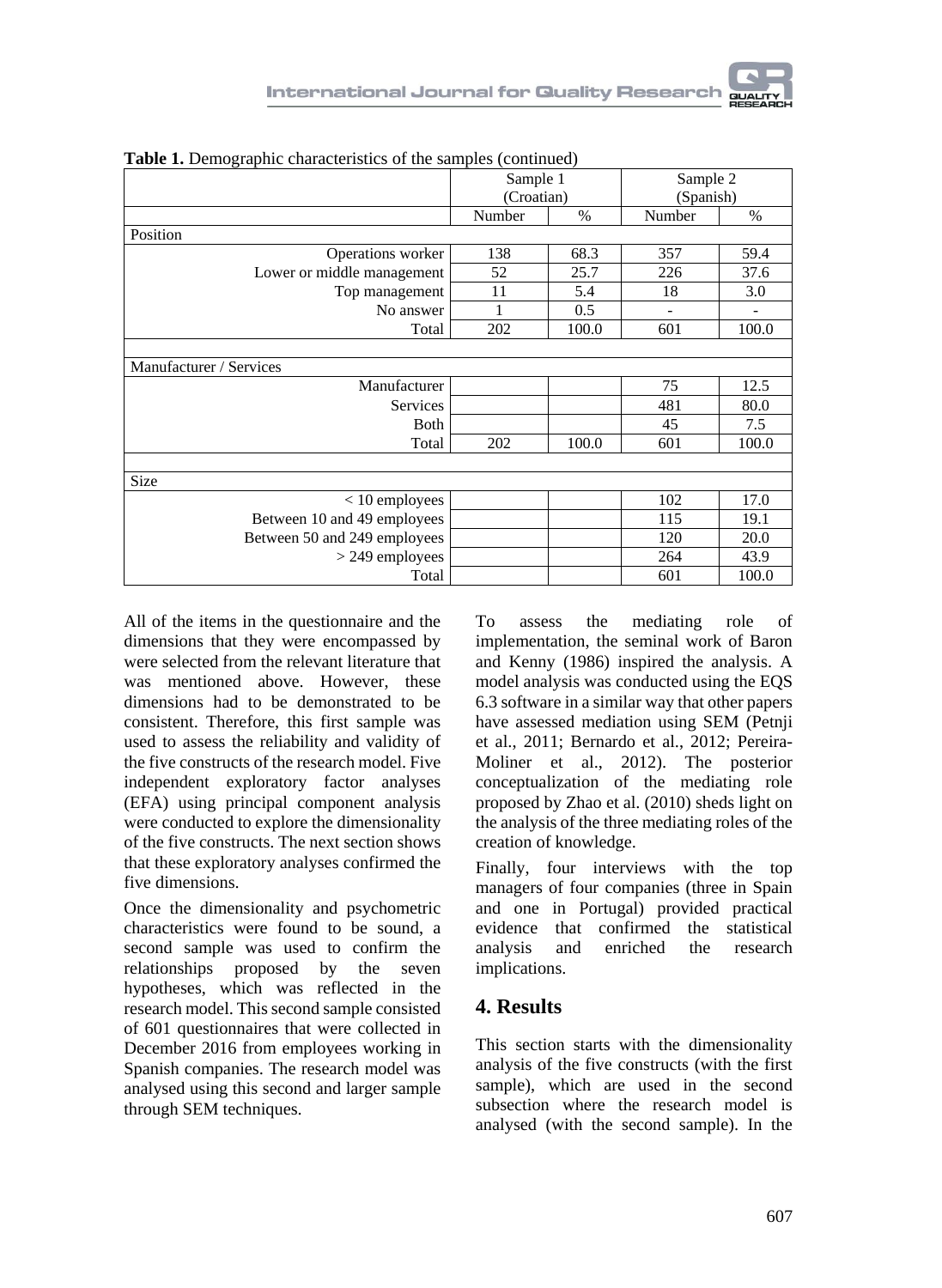**Table 1.** Demographic characteristics of the samples (continued)

| | Sample 1 (Croatian) | | Sample 2 (Spanish) | |
|---|---|---|---|---|
| | Number | % | Number | % |
| Position | | | | |
| Operations worker | 138 | 68.3 | 357 | 59.4 |
| Lower or middle management | 52 | 25.7 | 226 | 37.6 |
| Top management | 11 | 5.4 | 18 | 3.0 |
| No answer | 1 | 0.5 | - | - |
| Total | 202 | 100.0 | 601 | 100.0 |
| | | | | |
| Manufacturer / Services | | | | |
| Manufacturer | | | 75 | 12.5 |
| Services | | | 481 | 80.0 |
| Both | | | 45 | 7.5 |
| Total | 202 | 100.0 | 601 | 100.0 |
| | | | | |
| Size | | | | |
| < 10 employees | | | 102 | 17.0 |
| Between 10 and 49 employees | | | 115 | 19.1 |
| Between 50 and 249 employees | | | 120 | 20.0 |
| > 249 employees | | | 264 | 43.9 |
| Total | | | 601 | 100.0 |

All of the items in the questionnaire and the dimensions that they were encompassed by were selected from the relevant literature that was mentioned above. However, these dimensions had to be demonstrated to be consistent. Therefore, this first sample was used to assess the reliability and validity of the five constructs of the research model. Five independent exploratory factor analyses (EFA) using principal component analysis were conducted to explore the dimensionality of the five constructs. The next section shows that these exploratory analyses confirmed the five dimensions.

Once the dimensionality and psychometric characteristics were found to be sound, a second sample was used to confirm the relationships proposed by the seven hypotheses, which was reflected in the research model. This second sample consisted of 601 questionnaires that were collected in December 2016 from employees working in Spanish companies. The research model was analysed using this second and larger sample through SEM techniques.

To assess the mediating role of implementation, the seminal work of Baron and Kenny (1986) inspired the analysis. A model analysis was conducted using the EQS 6.3 software in a similar way that other papers have assessed mediation using SEM (Petnji et al., 2011; Bernardo et al., 2012; Pereira-Moliner et al., 2012). The posterior conceptualization of the mediating role proposed by Zhao et al. (2010) sheds light on the analysis of the three mediating roles of the creation of knowledge.

Finally, four interviews with the top managers of four companies (three in Spain and one in Portugal) provided practical evidence that confirmed the statistical analysis and enriched the research implications.

## 4. Results

This section starts with the dimensionality analysis of the five constructs (with the first sample), which are used in the second subsection where the research model is analysed (with the second sample). In the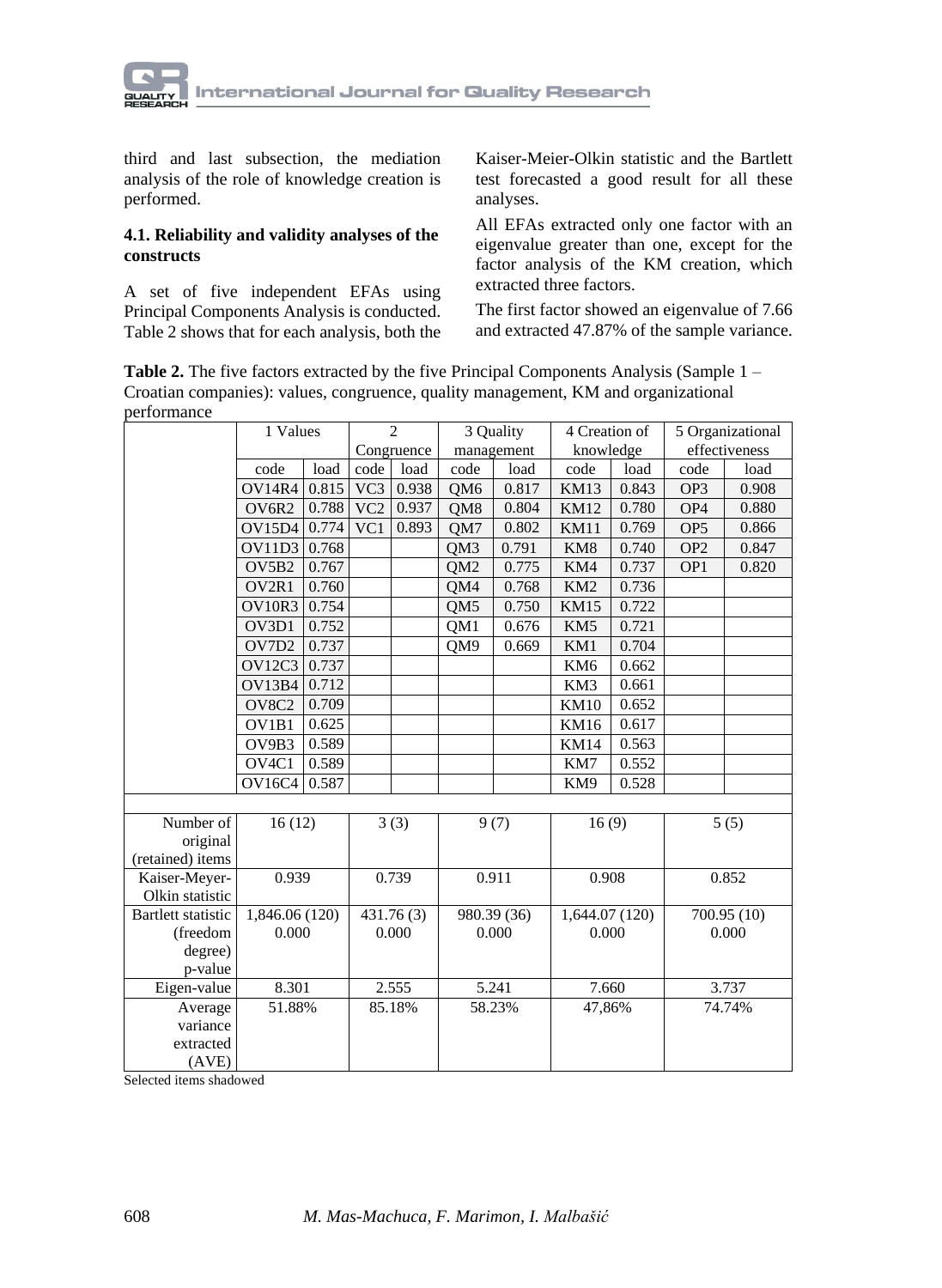third and last subsection, the mediation analysis of the role of knowledge creation is performed.

### 4.1. Reliability and validity analyses of the constructs

A set of five independent EFAs using Principal Components Analysis is conducted. Table 2 shows that for each analysis, both the Kaiser-Meier-Olkin statistic and the Bartlett test forecasted a good result for all these analyses.

All EFAs extracted only one factor with an eigenvalue greater than one, except for the factor analysis of the KM creation, which extracted three factors.

The first factor showed an eigenvalue of 7.66 and extracted 47.87% of the sample variance.

**Table 2.** The five factors extracted by the five Principal Components Analysis (Sample 1 – Croatian companies): values, congruence, quality management, KM and organizational performance

| | 1 Values | | 2 Congruence | | 3 Quality management | | 4 Creation of knowledge | | 5 Organizational effectiveness | |
|---|---|---|---|---|---|---|---|---|---|---|
| | code | load | code | load | code | load | code | load | code | load |
| | OV14R4 | 0.815 | VC3 | 0.938 | QM6 | 0.817 | KM13 | 0.843 | OP3 | 0.908 |
| | OV6R2 | 0.788 | VC2 | 0.937 | QM8 | 0.804 | KM12 | 0.780 | OP4 | 0.880 |
| | OV15D4 | 0.774 | VC1 | 0.893 | QM7 | 0.802 | KM11 | 0.769 | OP5 | 0.866 |
| | OV11D3 | 0.768 | | | QM3 | 0.791 | KM8 | 0.740 | OP2 | 0.847 |
| | OV5B2 | 0.767 | | | QM2 | 0.775 | KM4 | 0.737 | OP1 | 0.820 |
| | OV2R1 | 0.760 | | | QM4 | 0.768 | KM2 | 0.736 | | |
| | OV10R3 | 0.754 | | | QM5 | 0.750 | KM15 | 0.722 | | |
| | OV3D1 | 0.752 | | | QM1 | 0.676 | KM5 | 0.721 | | |
| | OV7D2 | 0.737 | | | QM9 | 0.669 | KM1 | 0.704 | | |
| | OV12C3 | 0.737 | | | | | KM6 | 0.662 | | |
| | OV13B4 | 0.712 | | | | | KM3 | 0.661 | | |
| | OV8C2 | 0.709 | | | | | KM10 | 0.652 | | |
| | OV1B1 | 0.625 | | | | | KM16 | 0.617 | | |
| | OV9B3 | 0.589 | | | | | KM14 | 0.563 | | |
| | OV4C1 | 0.589 | | | | | KM7 | 0.552 | | |
| | OV16C4 | 0.587 | | | | | KM9 | 0.528 | | |
| Number of original (retained) items | 16 (12) | | 3 (3) | | 9 (7) | | 16 (9) | | 5 (5) | |
| Kaiser-Meyer-Olkin statistic | 0.939 | | 0.739 | | 0.911 | | 0.908 | | 0.852 | |
| Bartlett statistic (freedom degree) p-value | 1,846.06 (120) 0.000 | | 431.76 (3) 0.000 | | 980.39 (36) 0.000 | | 1,644.07 (120) 0.000 | | 700.95 (10) 0.000 | |
| Eigen-value | 8.301 | | 2.555 | | 5.241 | | 7.660 | | 3.737 | |
| Average variance extracted (AVE) | 51.88% | | 85.18% | | 58.23% | | 47,86% | | 74.74% | |

Selected items shadowed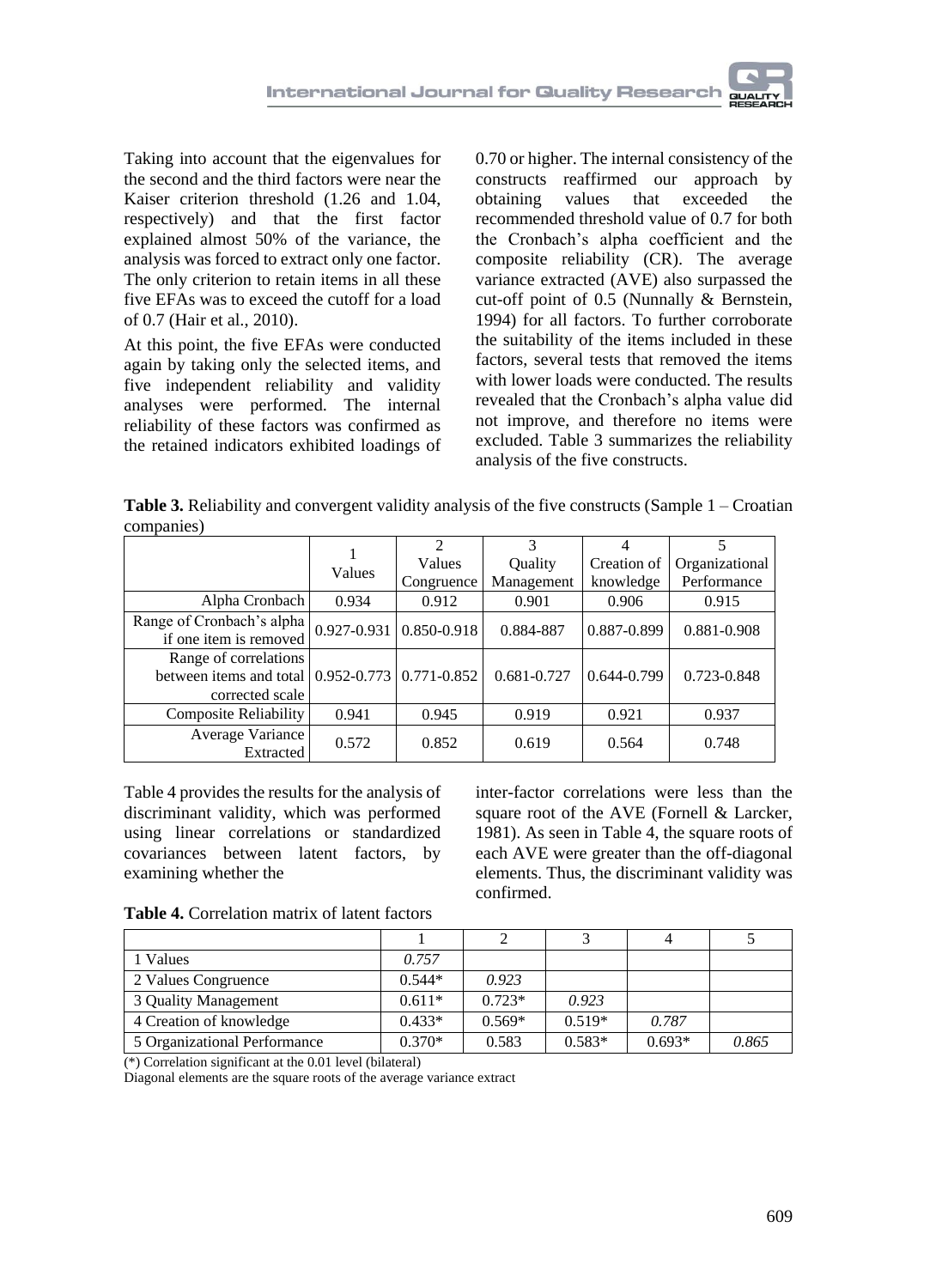Taking into account that the eigenvalues for the second and the third factors were near the Kaiser criterion threshold (1.26 and 1.04, respectively) and that the first factor explained almost 50% of the variance, the analysis was forced to extract only one factor. The only criterion to retain items in all these five EFAs was to exceed the cutoff for a load of 0.7 (Hair et al., 2010).

At this point, the five EFAs were conducted again by taking only the selected items, and five independent reliability and validity analyses were performed. The internal reliability of these factors was confirmed as the retained indicators exhibited loadings of 0.70 or higher. The internal consistency of the constructs reaffirmed our approach by obtaining values that exceeded the recommended threshold value of 0.7 for both the Cronbach's alpha coefficient and the composite reliability (CR). The average variance extracted (AVE) also surpassed the cut-off point of 0.5 (Nunnally & Bernstein, 1994) for all factors. To further corroborate the suitability of the items included in these factors, several tests that removed the items with lower loads were conducted. The results revealed that the Cronbach's alpha value did not improve, and therefore no items were excluded. Table 3 summarizes the reliability analysis of the five constructs.

**Table 3.** Reliability and convergent validity analysis of the five constructs (Sample 1 – Croatian companies)

| | 1 Values | 2 Values Congruence | 3 Quality Management | 4 Creation of knowledge | 5 Organizational Performance |
|---|---|---|---|---|---|
| Alpha Cronbach | 0.934 | 0.912 | 0.901 | 0.906 | 0.915 |
| Range of Cronbach's alpha if one item is removed | 0.927-0.931 | 0.850-0.918 | 0.884-887 | 0.887-0.899 | 0.881-0.908 |
| Range of correlations between items and total corrected scale | 0.952-0.773 | 0.771-0.852 | 0.681-0.727 | 0.644-0.799 | 0.723-0.848 |
| Composite Reliability | 0.941 | 0.945 | 0.919 | 0.921 | 0.937 |
| Average Variance Extracted | 0.572 | 0.852 | 0.619 | 0.564 | 0.748 |

Table 4 provides the results for the analysis of discriminant validity, which was performed using linear correlations or standardized covariances between latent factors, by examining whether the inter-factor correlations were less than the square root of the AVE (Fornell & Larcker, 1981). As seen in Table 4, the square roots of each AVE were greater than the off-diagonal elements. Thus, the discriminant validity was confirmed.

**Table 4.** Correlation matrix of latent factors

| | 1 | 2 | 3 | 4 | 5 |
|---|---|---|---|---|---|
| 1 Values | *0.757* | | | | |
| 2 Values Congruence | 0.544* | *0.923* | | | |
| 3 Quality Management | 0.611* | 0.723* | *0.923* | | |
| 4 Creation of knowledge | 0.433* | 0.569* | 0.519* | *0.787* | |
| 5 Organizational Performance | 0.370* | 0.583 | 0.583* | 0.693* | *0.865* |

(*) Correlation significant at the 0.01 level (bilateral)
Diagonal elements are the square roots of the average variance extract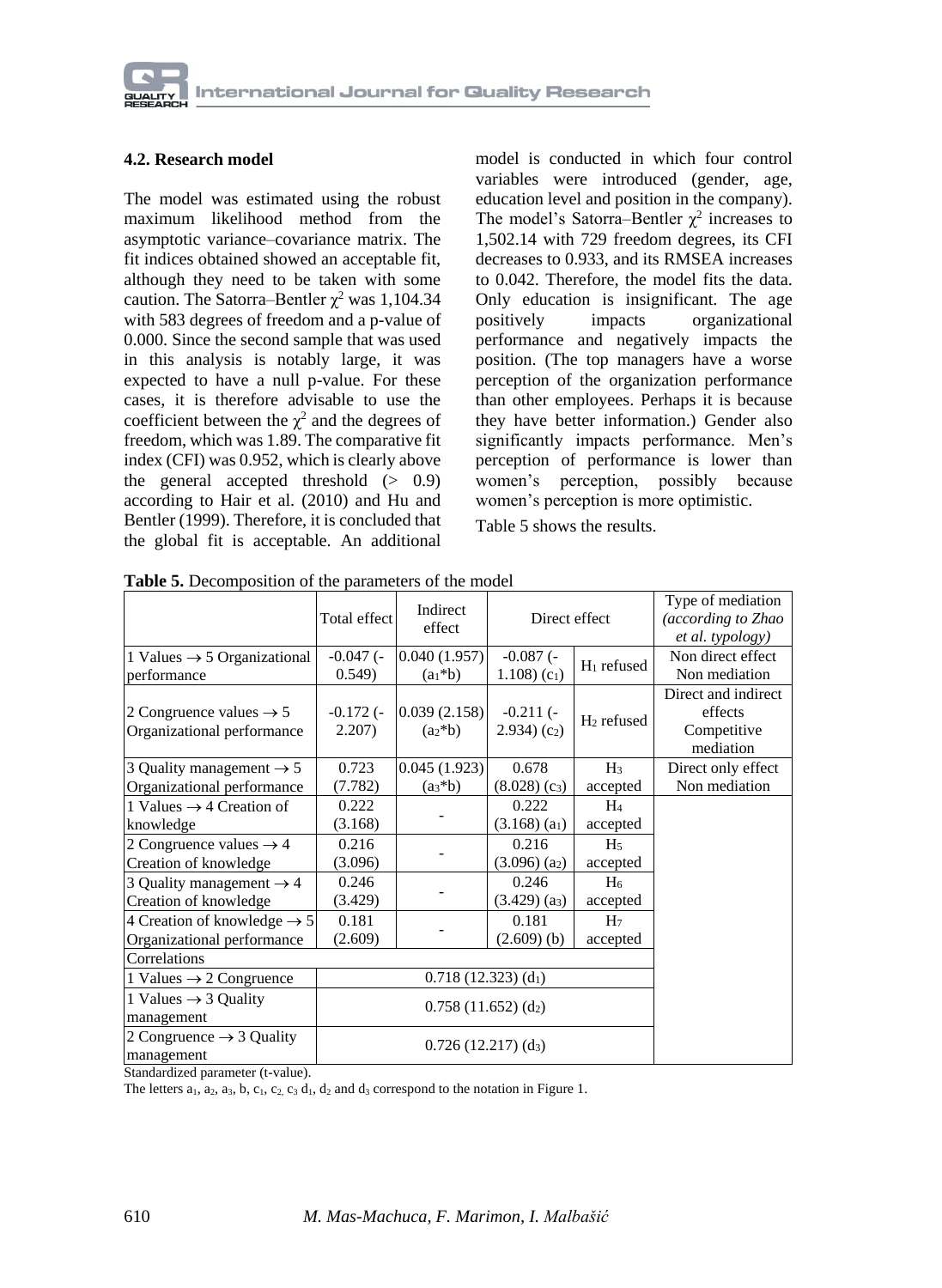### 4.2. Research model

The model was estimated using the robust maximum likelihood method from the asymptotic variance–covariance matrix. The fit indices obtained showed an acceptable fit, although they need to be taken with some caution. The Satorra–Bentler $\chi^2$ was 1,104.34 with 583 degrees of freedom and a p-value of 0.000. Since the second sample that was used in this analysis is notably large, it was expected to have a null p-value. For these cases, it is therefore advisable to use the coefficient between the $\chi^2$ and the degrees of freedom, which was 1.89. The comparative fit index (CFI) was 0.952, which is clearly above the general accepted threshold (> 0.9) according to Hair et al. (2010) and Hu and Bentler (1999). Therefore, it is concluded that the global fit is acceptable. An additional model is conducted in which four control variables were introduced (gender, age, education level and position in the company). The model's Satorra–Bentler $\chi^2$ increases to 1,502.14 with 729 freedom degrees, its CFI decreases to 0.933, and its RMSEA increases to 0.042. Therefore, the model fits the data. Only education is insignificant. The age positively impacts organizational performance and negatively impacts the position. (The top managers have a worse perception of the organization performance than other employees. Perhaps it is because they have better information.) Gender also significantly impacts performance. Men's perception of performance is lower than women's perception, possibly because women's perception is more optimistic.

Table 5 shows the results.

**Table 5.** Decomposition of the parameters of the model

| | Total effect | Indirect effect | Direct effect | | Type of mediation *(according to Zhao et al. typology)* |
|---|---|---|---|---|---|
| 1 Values → 5 Organizational performance | -0.047 (-0.549) | 0.040 (1.957) ($a_1$*b) | -0.087 (-1.108) ($c_1$) | $H_1$ refused | Non direct effect Non mediation |
| 2 Congruence values → 5 Organizational performance | -0.172 (-2.207) | 0.039 (2.158) ($a_2$*b) | -0.211 (-2.934) ($c_2$) | $H_2$ refused | Direct and indirect effects Competitive mediation |
| 3 Quality management → 5 Organizational performance | 0.723 (7.782) | 0.045 (1.923) ($a_3$*b) | 0.678 (8.028) ($c_3$) | $H_3$ accepted | Direct only effect Non mediation |
| 1 Values → 4 Creation of knowledge | 0.222 (3.168) | - | 0.222 (3.168) ($a_1$) | $H_4$ accepted | |
| 2 Congruence values → 4 Creation of knowledge | 0.216 (3.096) | - | 0.216 (3.096) ($a_2$) | $H_5$ accepted | |
| 3 Quality management → 4 Creation of knowledge | 0.246 (3.429) | - | 0.246 (3.429) ($a_3$) | $H_6$ accepted | |
| 4 Creation of knowledge → 5 Organizational performance | 0.181 (2.609) | - | 0.181 (2.609) (b) | $H_7$ accepted | |
| Correlations | | | | | |
| 1 Values → 2 Congruence | 0.718 (12.323) ($d_1$) | | | | |
| 1 Values → 3 Quality management | 0.758 (11.652) ($d_2$) | | | | |
| 2 Congruence → 3 Quality management | 0.726 (12.217) ($d_3$) | | | | |

Standardized parameter (t-value).

The letters $a_1$, $a_2$, $a_3$, b, $c_1$, $c_2$, $c_3$ $d_1$, $d_2$ and $d_3$ correspond to the notation in Figure 1.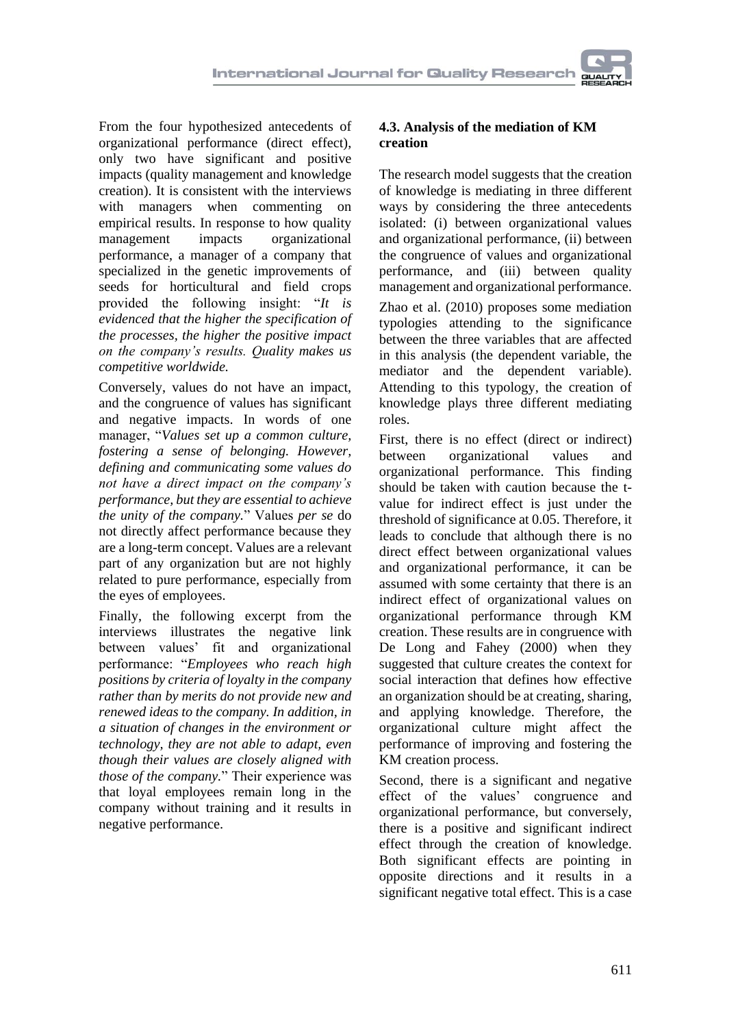From the four hypothesized antecedents of organizational performance (direct effect), only two have significant and positive impacts (quality management and knowledge creation). It is consistent with the interviews with managers when commenting on empirical results. In response to how quality management impacts organizational performance, a manager of a company that specialized in the genetic improvements of seeds for horticultural and field crops provided the following insight: "*It is evidenced that the higher the specification of the processes, the higher the positive impact on the company's results. Quality makes us competitive worldwide.*

Conversely, values do not have an impact, and the congruence of values has significant and negative impacts. In words of one manager, "*Values set up a common culture, fostering a sense of belonging. However, defining and communicating some values do not have a direct impact on the company's performance, but they are essential to achieve the unity of the company.*" Values *per se* do not directly affect performance because they are a long-term concept. Values are a relevant part of any organization but are not highly related to pure performance, especially from the eyes of employees.

Finally, the following excerpt from the interviews illustrates the negative link between values' fit and organizational performance: "*Employees who reach high positions by criteria of loyalty in the company rather than by merits do not provide new and renewed ideas to the company. In addition, in a situation of changes in the environment or technology, they are not able to adapt, even though their values are closely aligned with those of the company.*" Their experience was that loyal employees remain long in the company without training and it results in negative performance.

### 4.3. Analysis of the mediation of KM creation

The research model suggests that the creation of knowledge is mediating in three different ways by considering the three antecedents isolated: (i) between organizational values and organizational performance, (ii) between the congruence of values and organizational performance, and (iii) between quality management and organizational performance.

Zhao et al. (2010) proposes some mediation typologies attending to the significance between the three variables that are affected in this analysis (the dependent variable, the mediator and the dependent variable). Attending to this typology, the creation of knowledge plays three different mediating roles.

First, there is no effect (direct or indirect) between organizational values and organizational performance. This finding should be taken with caution because the t-value for indirect effect is just under the threshold of significance at 0.05. Therefore, it leads to conclude that although there is no direct effect between organizational values and organizational performance, it can be assumed with some certainty that there is an indirect effect of organizational values on organizational performance through KM creation. These results are in congruence with De Long and Fahey (2000) when they suggested that culture creates the context for social interaction that defines how effective an organization should be at creating, sharing, and applying knowledge. Therefore, the organizational culture might affect the performance of improving and fostering the KM creation process.

Second, there is a significant and negative effect of the values' congruence and organizational performance, but conversely, there is a positive and significant indirect effect through the creation of knowledge. Both significant effects are pointing in opposite directions and it results in a significant negative total effect. This is a case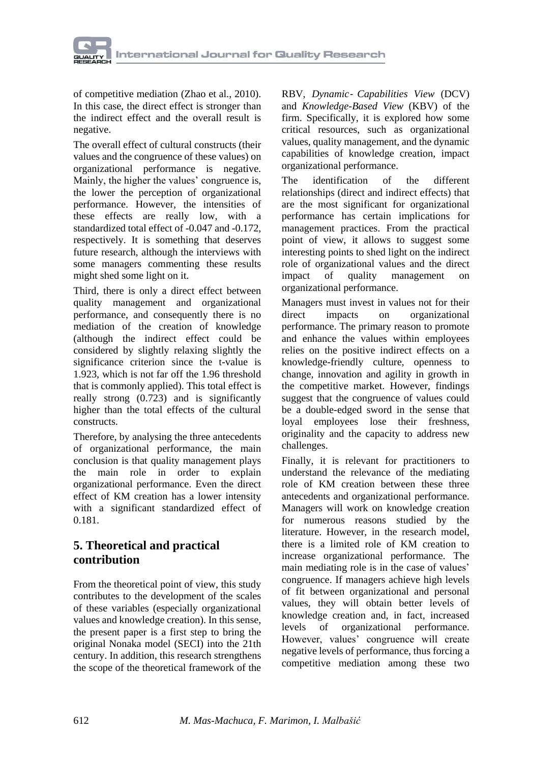of competitive mediation (Zhao et al., 2010). In this case, the direct effect is stronger than the indirect effect and the overall result is negative.

The overall effect of cultural constructs (their values and the congruence of these values) on organizational performance is negative. Mainly, the higher the values' congruence is, the lower the perception of organizational performance. However, the intensities of these effects are really low, with a standardized total effect of -0.047 and -0.172, respectively. It is something that deserves future research, although the interviews with some managers commenting these results might shed some light on it.

Third, there is only a direct effect between quality management and organizational performance, and consequently there is no mediation of the creation of knowledge (although the indirect effect could be considered by slightly relaxing slightly the significance criterion since the t-value is 1.923, which is not far off the 1.96 threshold that is commonly applied). This total effect is really strong (0.723) and is significantly higher than the total effects of the cultural constructs.

Therefore, by analysing the three antecedents of organizational performance, the main conclusion is that quality management plays the main role in order to explain organizational performance. Even the direct effect of KM creation has a lower intensity with a significant standardized effect of 0.181.

## 5. Theoretical and practical contribution

From the theoretical point of view, this study contributes to the development of the scales of these variables (especially organizational values and knowledge creation). In this sense, the present paper is a first step to bring the original Nonaka model (SECI) into the 21th century. In addition, this research strengthens the scope of the theoretical framework of the RBV, *Dynamic- Capabilities View* (DCV) and *Knowledge-Based View* (KBV) of the firm. Specifically, it is explored how some critical resources, such as organizational values, quality management, and the dynamic capabilities of knowledge creation, impact organizational performance.

The identification of the different relationships (direct and indirect effects) that are the most significant for organizational performance has certain implications for management practices. From the practical point of view, it allows to suggest some interesting points to shed light on the indirect role of organizational values and the direct impact of quality management on organizational performance.

Managers must invest in values not for their direct impacts on organizational performance. The primary reason to promote and enhance the values within employees relies on the positive indirect effects on a knowledge-friendly culture, openness to change, innovation and agility in growth in the competitive market. However, findings suggest that the congruence of values could be a double-edged sword in the sense that loyal employees lose their freshness, originality and the capacity to address new challenges.

Finally, it is relevant for practitioners to understand the relevance of the mediating role of KM creation between these three antecedents and organizational performance. Managers will work on knowledge creation for numerous reasons studied by the literature. However, in the research model, there is a limited role of KM creation to increase organizational performance. The main mediating role is in the case of values' congruence. If managers achieve high levels of fit between organizational and personal values, they will obtain better levels of knowledge creation and, in fact, increased levels of organizational performance. However, values' congruence will create negative levels of performance, thus forcing a competitive mediation among these two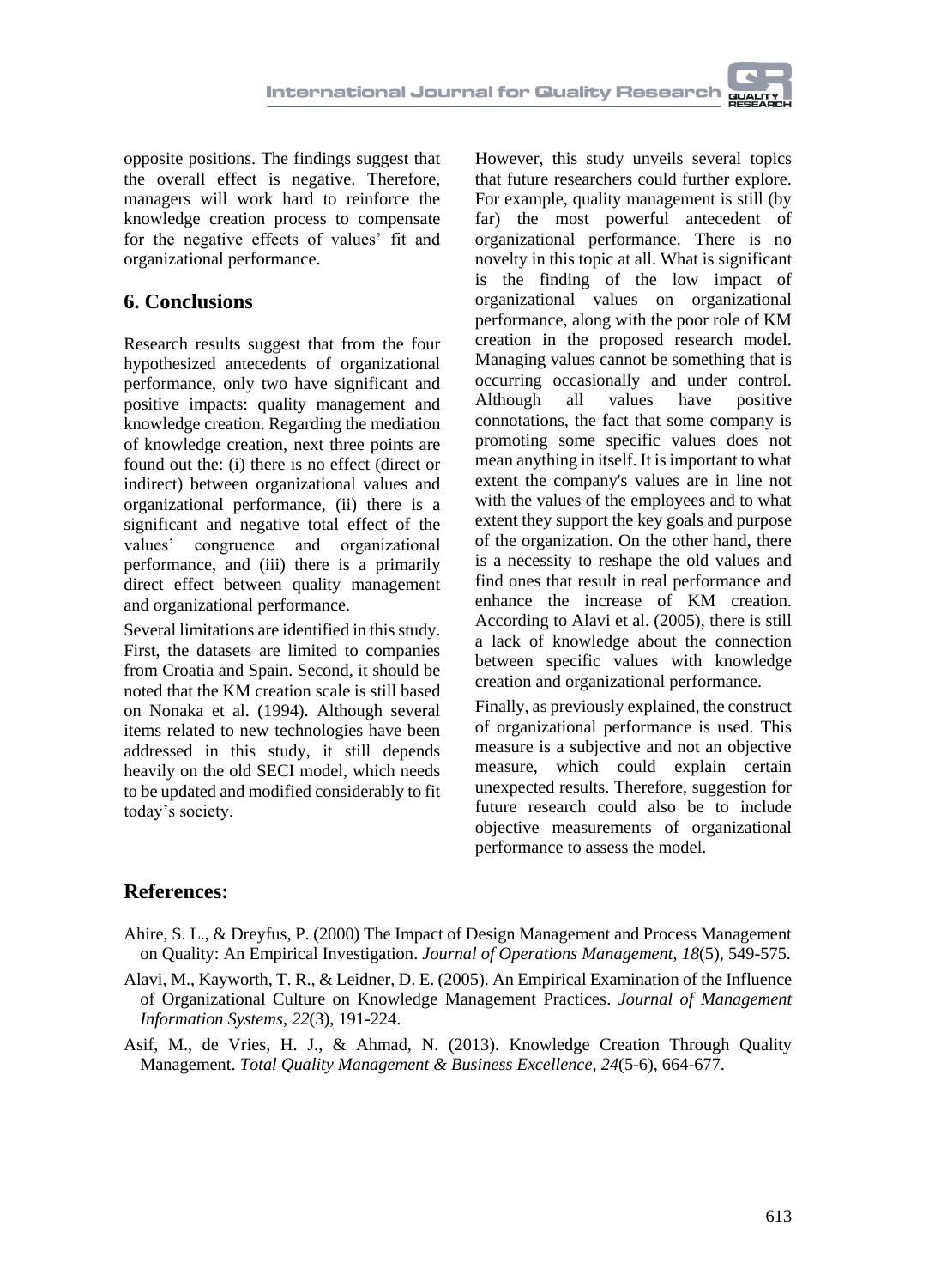opposite positions. The findings suggest that the overall effect is negative. Therefore, managers will work hard to reinforce the knowledge creation process to compensate for the negative effects of values' fit and organizational performance.

## 6. Conclusions

Research results suggest that from the four hypothesized antecedents of organizational performance, only two have significant and positive impacts: quality management and knowledge creation. Regarding the mediation of knowledge creation, next three points are found out the: (i) there is no effect (direct or indirect) between organizational values and organizational performance, (ii) there is a significant and negative total effect of the values' congruence and organizational performance, and (iii) there is a primarily direct effect between quality management and organizational performance.

Several limitations are identified in this study. First, the datasets are limited to companies from Croatia and Spain. Second, it should be noted that the KM creation scale is still based on Nonaka et al. (1994). Although several items related to new technologies have been addressed in this study, it still depends heavily on the old SECI model, which needs to be updated and modified considerably to fit today's society.

However, this study unveils several topics that future researchers could further explore. For example, quality management is still (by far) the most powerful antecedent of organizational performance. There is no novelty in this topic at all. What is significant is the finding of the low impact of organizational values on organizational performance, along with the poor role of KM creation in the proposed research model. Managing values cannot be something that is occurring occasionally and under control. Although all values have positive connotations, the fact that some company is promoting some specific values does not mean anything in itself. It is important to what extent the company's values are in line not with the values of the employees and to what extent they support the key goals and purpose of the organization. On the other hand, there is a necessity to reshape the old values and find ones that result in real performance and enhance the increase of KM creation. According to Alavi et al. (2005), there is still a lack of knowledge about the connection between specific values with knowledge creation and organizational performance.

Finally, as previously explained, the construct of organizational performance is used. This measure is a subjective and not an objective measure, which could explain certain unexpected results. Therefore, suggestion for future research could also be to include objective measurements of organizational performance to assess the model.

## References:

Ahire, S. L., & Dreyfus, P. (2000) The Impact of Design Management and Process Management on Quality: An Empirical Investigation. *Journal of Operations Management*, *18*(5), 549-575.

Alavi, M., Kayworth, T. R., & Leidner, D. E. (2005). An Empirical Examination of the Influence of Organizational Culture on Knowledge Management Practices. *Journal of Management Information Systems*, *22*(3), 191-224.

Asif, M., de Vries, H. J., & Ahmad, N. (2013). Knowledge Creation Through Quality Management. *Total Quality Management & Business Excellence*, *24*(5-6), 664-677.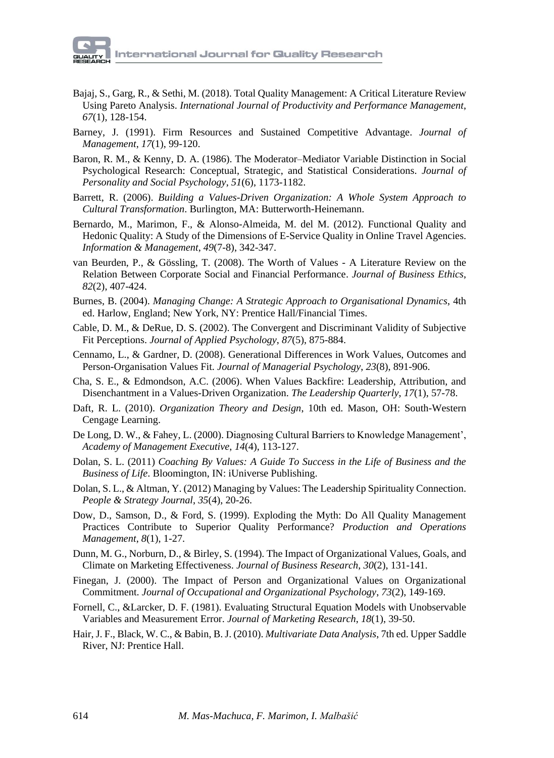Bajaj, S., Garg, R., & Sethi, M. (2018). Total Quality Management: A Critical Literature Review Using Pareto Analysis. *International Journal of Productivity and Performance Management*, *67*(1), 128-154.

Barney, J. (1991). Firm Resources and Sustained Competitive Advantage. *Journal of Management*, *17*(1), 99-120.

Baron, R. M., & Kenny, D. A. (1986). The Moderator–Mediator Variable Distinction in Social Psychological Research: Conceptual, Strategic, and Statistical Considerations. *Journal of Personality and Social Psychology*, *51*(6), 1173-1182.

Barrett, R. (2006). *Building a Values-Driven Organization: A Whole System Approach to Cultural Transformation*. Burlington, MA: Butterworth-Heinemann.

Bernardo, M., Marimon, F., & Alonso-Almeida, M. del M. (2012). Functional Quality and Hedonic Quality: A Study of the Dimensions of E-Service Quality in Online Travel Agencies. *Information & Management*, *49*(7-8), 342-347.

van Beurden, P., & Gössling, T. (2008). The Worth of Values - A Literature Review on the Relation Between Corporate Social and Financial Performance. *Journal of Business Ethics*, *82*(2), 407-424.

Burnes, B. (2004). *Managing Change: A Strategic Approach to Organisational Dynamics*, 4th ed. Harlow, England; New York, NY: Prentice Hall/Financial Times.

Cable, D. M., & DeRue, D. S. (2002). The Convergent and Discriminant Validity of Subjective Fit Perceptions. *Journal of Applied Psychology*, *87*(5), 875-884.

Cennamo, L., & Gardner, D. (2008). Generational Differences in Work Values, Outcomes and Person-Organisation Values Fit. *Journal of Managerial Psychology*, *23*(8), 891-906.

Cha, S. E., & Edmondson, A.C. (2006). When Values Backfire: Leadership, Attribution, and Disenchantment in a Values-Driven Organization. *The Leadership Quarterly*, *17*(1), 57-78.

Daft, R. L. (2010). *Organization Theory and Design*, 10th ed. Mason, OH: South-Western Cengage Learning.

De Long, D. W., & Fahey, L. (2000). Diagnosing Cultural Barriers to Knowledge Management', *Academy of Management Executive*, *14*(4), 113-127.

Dolan, S. L. (2011) *Coaching By Values: A Guide To Success in the Life of Business and the Business of Life*. Bloomington, IN: iUniverse Publishing.

Dolan, S. L., & Altman, Y. (2012) Managing by Values: The Leadership Spirituality Connection. *People & Strategy Journal*, *35*(4), 20-26.

Dow, D., Samson, D., & Ford, S. (1999). Exploding the Myth: Do All Quality Management Practices Contribute to Superior Quality Performance? *Production and Operations Management*, *8*(1), 1-27.

Dunn, M. G., Norburn, D., & Birley, S. (1994). The Impact of Organizational Values, Goals, and Climate on Marketing Effectiveness. *Journal of Business Research*, *30*(2), 131-141.

Finegan, J. (2000). The Impact of Person and Organizational Values on Organizational Commitment. *Journal of Occupational and Organizational Psychology*, *73*(2), 149-169.

Fornell, C., &Larcker, D. F. (1981). Evaluating Structural Equation Models with Unobservable Variables and Measurement Error. *Journal of Marketing Research*, *18*(1), 39-50.

Hair, J. F., Black, W. C., & Babin, B. J. (2010). *Multivariate Data Analysis*, 7th ed. Upper Saddle River, NJ: Prentice Hall.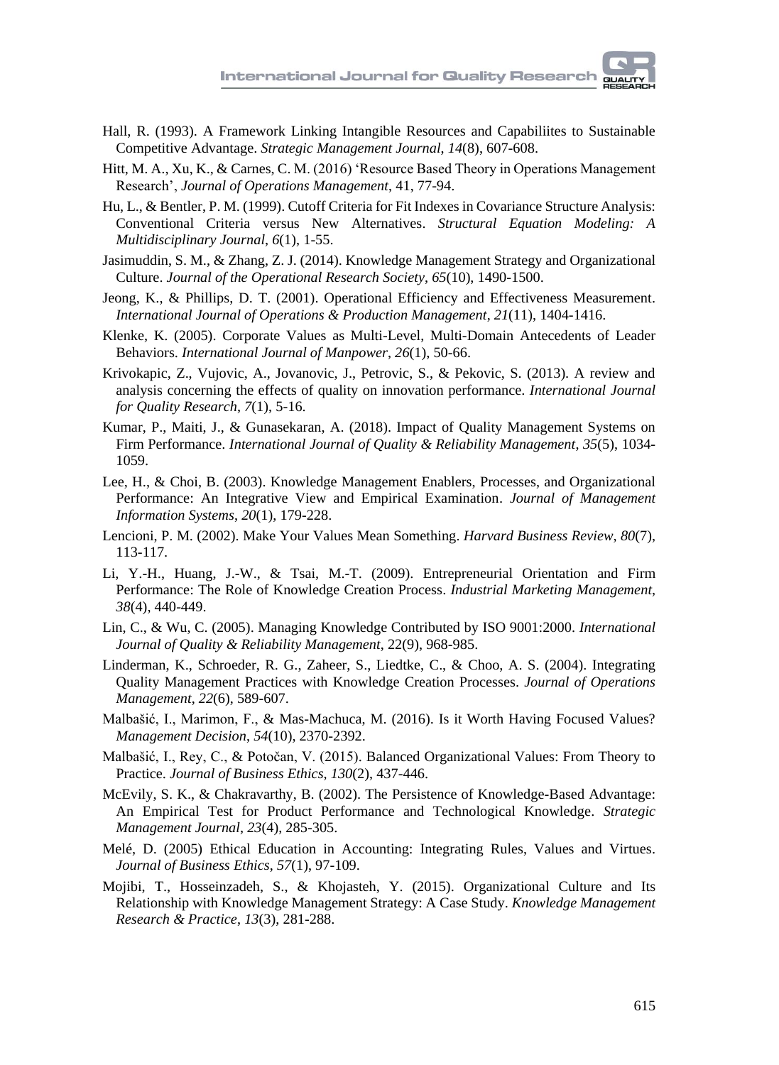Hall, R. (1993). A Framework Linking Intangible Resources and Capabiliites to Sustainable Competitive Advantage. *Strategic Management Journal*, *14*(8), 607-608.

Hitt, M. A., Xu, K., & Carnes, C. M. (2016) 'Resource Based Theory in Operations Management Research', *Journal of Operations Management*, 41, 77-94.

Hu, L., & Bentler, P. M. (1999). Cutoff Criteria for Fit Indexes in Covariance Structure Analysis: Conventional Criteria versus New Alternatives. *Structural Equation Modeling: A Multidisciplinary Journal*, *6*(1), 1-55.

Jasimuddin, S. M., & Zhang, Z. J. (2014). Knowledge Management Strategy and Organizational Culture. *Journal of the Operational Research Society*, *65*(10), 1490-1500.

Jeong, K., & Phillips, D. T. (2001). Operational Efficiency and Effectiveness Measurement. *International Journal of Operations & Production Management*, *21*(11), 1404-1416.

Klenke, K. (2005). Corporate Values as Multi-Level, Multi-Domain Antecedents of Leader Behaviors. *International Journal of Manpower*, *26*(1), 50-66.

Krivokapic, Z., Vujovic, A., Jovanovic, J., Petrovic, S., & Pekovic, S. (2013). A review and analysis concerning the effects of quality on innovation performance. *International Journal for Quality Research*, *7*(1), 5-16.

Kumar, P., Maiti, J., & Gunasekaran, A. (2018). Impact of Quality Management Systems on Firm Performance. *International Journal of Quality & Reliability Management*, *35*(5), 1034-1059.

Lee, H., & Choi, B. (2003). Knowledge Management Enablers, Processes, and Organizational Performance: An Integrative View and Empirical Examination. *Journal of Management Information Systems*, *20*(1), 179-228.

Lencioni, P. M. (2002). Make Your Values Mean Something. *Harvard Business Review*, *80*(7), 113-117.

Li, Y.-H., Huang, J.-W., & Tsai, M.-T. (2009). Entrepreneurial Orientation and Firm Performance: The Role of Knowledge Creation Process. *Industrial Marketing Management*, *38*(4), 440-449.

Lin, C., & Wu, C. (2005). Managing Knowledge Contributed by ISO 9001:2000. *International Journal of Quality & Reliability Management*, 22(9), 968-985.

Linderman, K., Schroeder, R. G., Zaheer, S., Liedtke, C., & Choo, A. S. (2004). Integrating Quality Management Practices with Knowledge Creation Processes. *Journal of Operations Management*, *22*(6), 589-607.

Malbašić, I., Marimon, F., & Mas-Machuca, M. (2016). Is it Worth Having Focused Values? *Management Decision*, *54*(10), 2370-2392.

Malbašić, I., Rey, C., & Potočan, V. (2015). Balanced Organizational Values: From Theory to Practice. *Journal of Business Ethics*, *130*(2), 437-446.

McEvily, S. K., & Chakravarthy, B. (2002). The Persistence of Knowledge-Based Advantage: An Empirical Test for Product Performance and Technological Knowledge. *Strategic Management Journal*, *23*(4), 285-305.

Melé, D. (2005) Ethical Education in Accounting: Integrating Rules, Values and Virtues. *Journal of Business Ethics*, *57*(1), 97-109.

Mojibi, T., Hosseinzadeh, S., & Khojasteh, Y. (2015). Organizational Culture and Its Relationship with Knowledge Management Strategy: A Case Study. *Knowledge Management Research & Practice*, *13*(3), 281-288.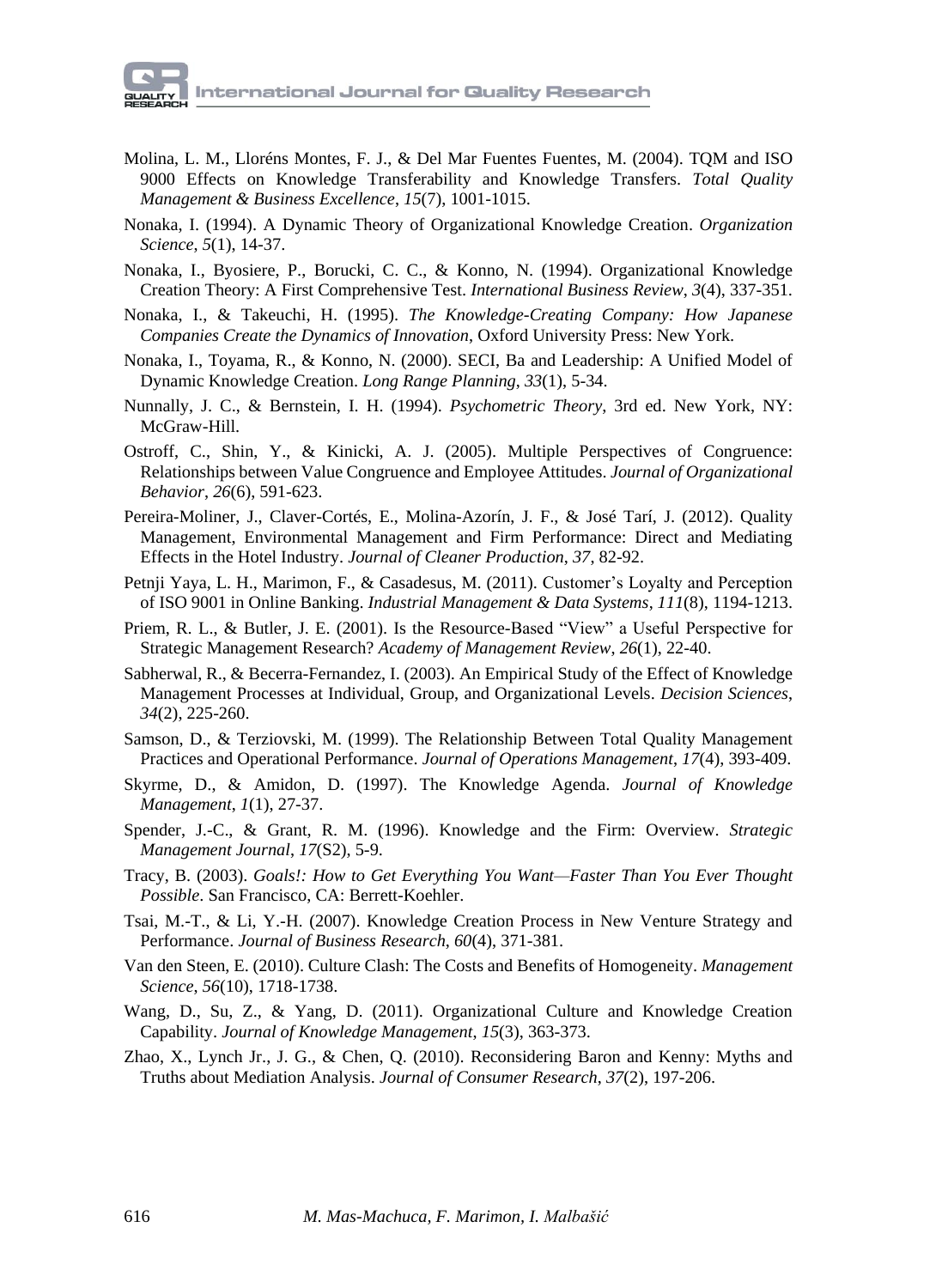Molina, L. M., Lloréns Montes, F. J., & Del Mar Fuentes Fuentes, M. (2004). TQM and ISO 9000 Effects on Knowledge Transferability and Knowledge Transfers. *Total Quality Management & Business Excellence*, *15*(7), 1001-1015.

Nonaka, I. (1994). A Dynamic Theory of Organizational Knowledge Creation. *Organization Science*, *5*(1), 14-37.

Nonaka, I., Byosiere, P., Borucki, C. C., & Konno, N. (1994). Organizational Knowledge Creation Theory: A First Comprehensive Test. *International Business Review*, *3*(4), 337-351.

Nonaka, I., & Takeuchi, H. (1995). *The Knowledge-Creating Company: How Japanese Companies Create the Dynamics of Innovation*, Oxford University Press: New York.

Nonaka, I., Toyama, R., & Konno, N. (2000). SECI, Ba and Leadership: A Unified Model of Dynamic Knowledge Creation. *Long Range Planning*, *33*(1), 5-34.

Nunnally, J. C., & Bernstein, I. H. (1994). *Psychometric Theory*, 3rd ed. New York, NY: McGraw-Hill.

Ostroff, C., Shin, Y., & Kinicki, A. J. (2005). Multiple Perspectives of Congruence: Relationships between Value Congruence and Employee Attitudes. *Journal of Organizational Behavior*, *26*(6), 591-623.

Pereira-Moliner, J., Claver-Cortés, E., Molina-Azorín, J. F., & José Tarí, J. (2012). Quality Management, Environmental Management and Firm Performance: Direct and Mediating Effects in the Hotel Industry. *Journal of Cleaner Production*, *37*, 82-92.

Petnji Yaya, L. H., Marimon, F., & Casadesus, M. (2011). Customer's Loyalty and Perception of ISO 9001 in Online Banking. *Industrial Management & Data Systems*, *111*(8), 1194-1213.

Priem, R. L., & Butler, J. E. (2001). Is the Resource-Based "View" a Useful Perspective for Strategic Management Research? *Academy of Management Review*, *26*(1), 22-40.

Sabherwal, R., & Becerra-Fernandez, I. (2003). An Empirical Study of the Effect of Knowledge Management Processes at Individual, Group, and Organizational Levels. *Decision Sciences*, *34*(2), 225-260.

Samson, D., & Terziovski, M. (1999). The Relationship Between Total Quality Management Practices and Operational Performance. *Journal of Operations Management*, *17*(4), 393-409.

Skyrme, D., & Amidon, D. (1997). The Knowledge Agenda. *Journal of Knowledge Management*, *1*(1), 27-37.

Spender, J.-C., & Grant, R. M. (1996). Knowledge and the Firm: Overview. *Strategic Management Journal*, *17*(S2), 5-9.

Tracy, B. (2003). *Goals!: How to Get Everything You Want—Faster Than You Ever Thought Possible*. San Francisco, CA: Berrett-Koehler.

Tsai, M.-T., & Li, Y.-H. (2007). Knowledge Creation Process in New Venture Strategy and Performance. *Journal of Business Research*, *60*(4), 371-381.

Van den Steen, E. (2010). Culture Clash: The Costs and Benefits of Homogeneity. *Management Science*, *56*(10), 1718-1738.

Wang, D., Su, Z., & Yang, D. (2011). Organizational Culture and Knowledge Creation Capability. *Journal of Knowledge Management*, *15*(3), 363-373.

Zhao, X., Lynch Jr., J. G., & Chen, Q. (2010). Reconsidering Baron and Kenny: Myths and Truths about Mediation Analysis. *Journal of Consumer Research*, *37*(2), 197-206.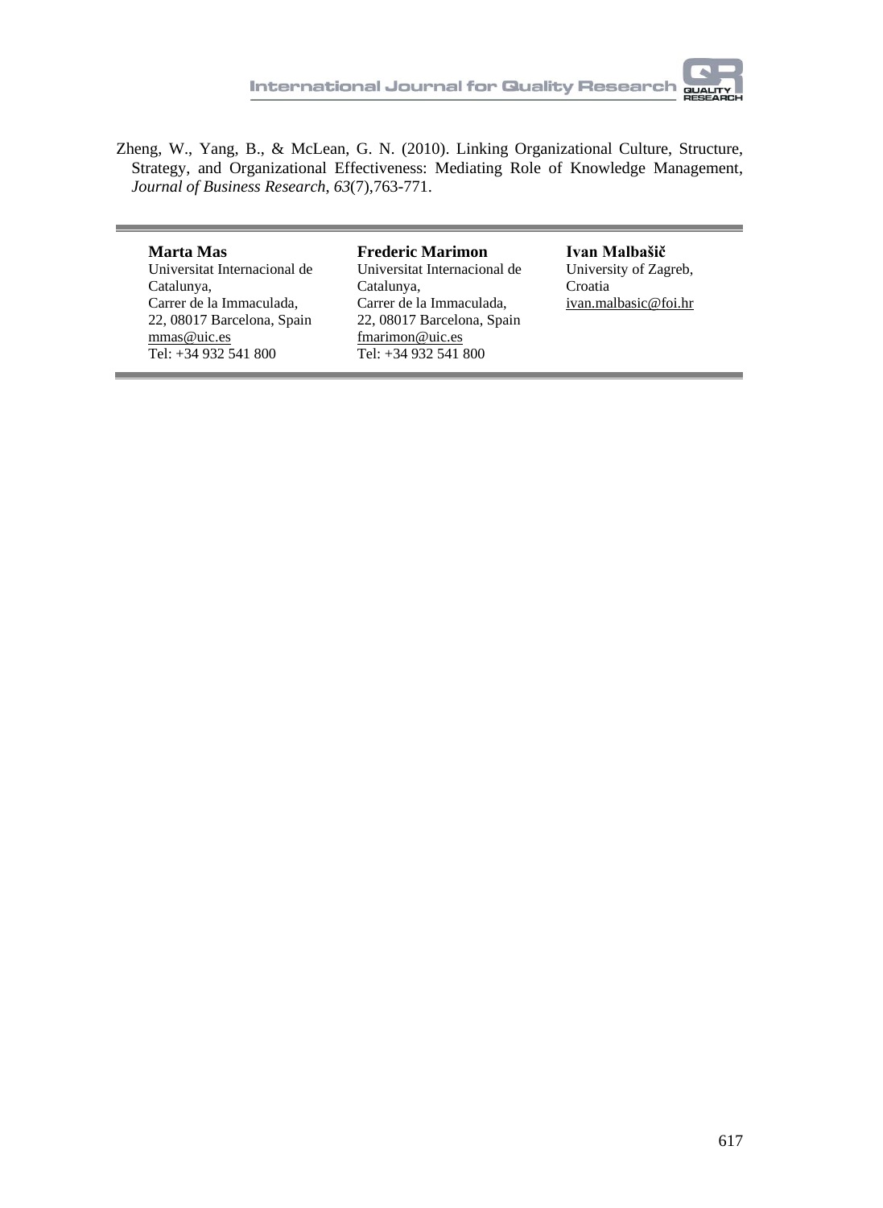Zheng, W., Yang, B., & McLean, G. N. (2010). Linking Organizational Culture, Structure, Strategy, and Organizational Effectiveness: Mediating Role of Knowledge Management, *Journal of Business Research*, *63*(7),763-771.

---

**Marta Mas**
Universitat Internacional de Catalunya,
Carrer de la Immaculada, 22, 08017 Barcelona, Spain
mmas@uic.es
Tel: +34 932 541 800

**Frederic Marimon**
Universitat Internacional de Catalunya,
Carrer de la Immaculada, 22, 08017 Barcelona, Spain
fmarimon@uic.es
Tel: +34 932 541 800

**Ivan Malbašič**
University of Zagreb,
Croatia
ivan.malbasic@foi.hr

---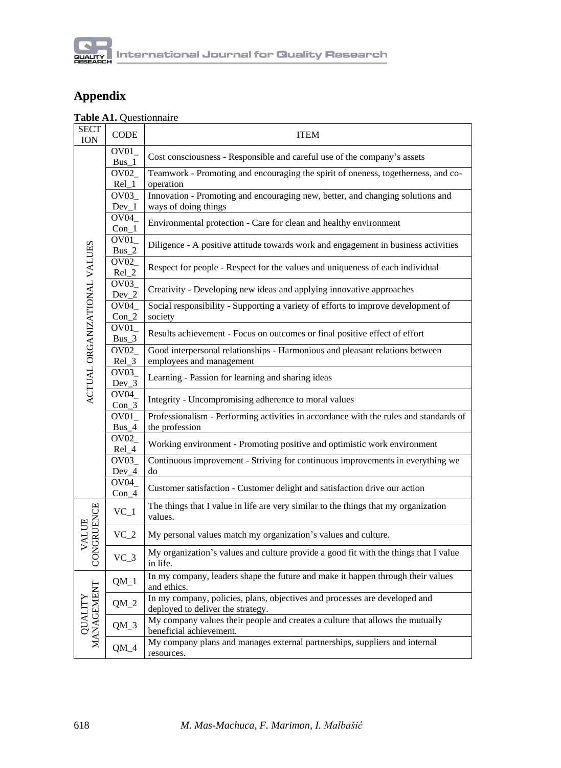## Appendix

**Table A1.** Questionnaire

| SECTION | CODE | ITEM |
|---|---|---|
| ACTUAL ORGANIZATIONAL VALUES | OV01_Bus_1 | Cost consciousness - Responsible and careful use of the company's assets |
| | OV02_Rel_1 | Teamwork - Promoting and encouraging the spirit of oneness, togetherness, and co-operation |
| | OV03_Dev_1 | Innovation - Promoting and encouraging new, better, and changing solutions and ways of doing things |
| | OV04_Con_1 | Environmental protection - Care for clean and healthy environment |
| | OV01_Bus_2 | Diligence - A positive attitude towards work and engagement in business activities |
| | OV02_Rel_2 | Respect for people - Respect for the values and uniqueness of each individual |
| | OV03_Dev_2 | Creativity - Developing new ideas and applying innovative approaches |
| | OV04_Con_2 | Social responsibility - Supporting a variety of efforts to improve development of society |
| | OV01_Bus_3 | Results achievement - Focus on outcomes or final positive effect of effort |
| | OV02_Rel_3 | Good interpersonal relationships - Harmonious and pleasant relations between employees and management |
| | OV03_Dev_3 | Learning - Passion for learning and sharing ideas |
| | OV04_Con_3 | Integrity - Uncompromising adherence to moral values |
| | OV01_Bus_4 | Professionalism - Performing activities in accordance with the rules and standards of the profession |
| | OV02_Rel_4 | Working environment - Promoting positive and optimistic work environment |
| | OV03_Dev_4 | Continuous improvement - Striving for continuous improvements in everything we do |
| | OV04_Con_4 | Customer satisfaction - Customer delight and satisfaction drive our action |
| VALUE CONGRUENCE | VC_1 | The things that I value in life are very similar to the things that my organization values. |
| | VC_2 | My personal values match my organization's values and culture. |
| | VC_3 | My organization's values and culture provide a good fit with the things that I value in life. |
| QUALITY MANAGEMENT | QM_1 | In my company, leaders shape the future and make it happen through their values and ethics. |
| | QM_2 | In my company, policies, plans, objectives and processes are developed and deployed to deliver the strategy. |
| | QM_3 | My company values their people and creates a culture that allows the mutually beneficial achievement. |
| | QM_4 | My company plans and manages external partnerships, suppliers and internal resources. |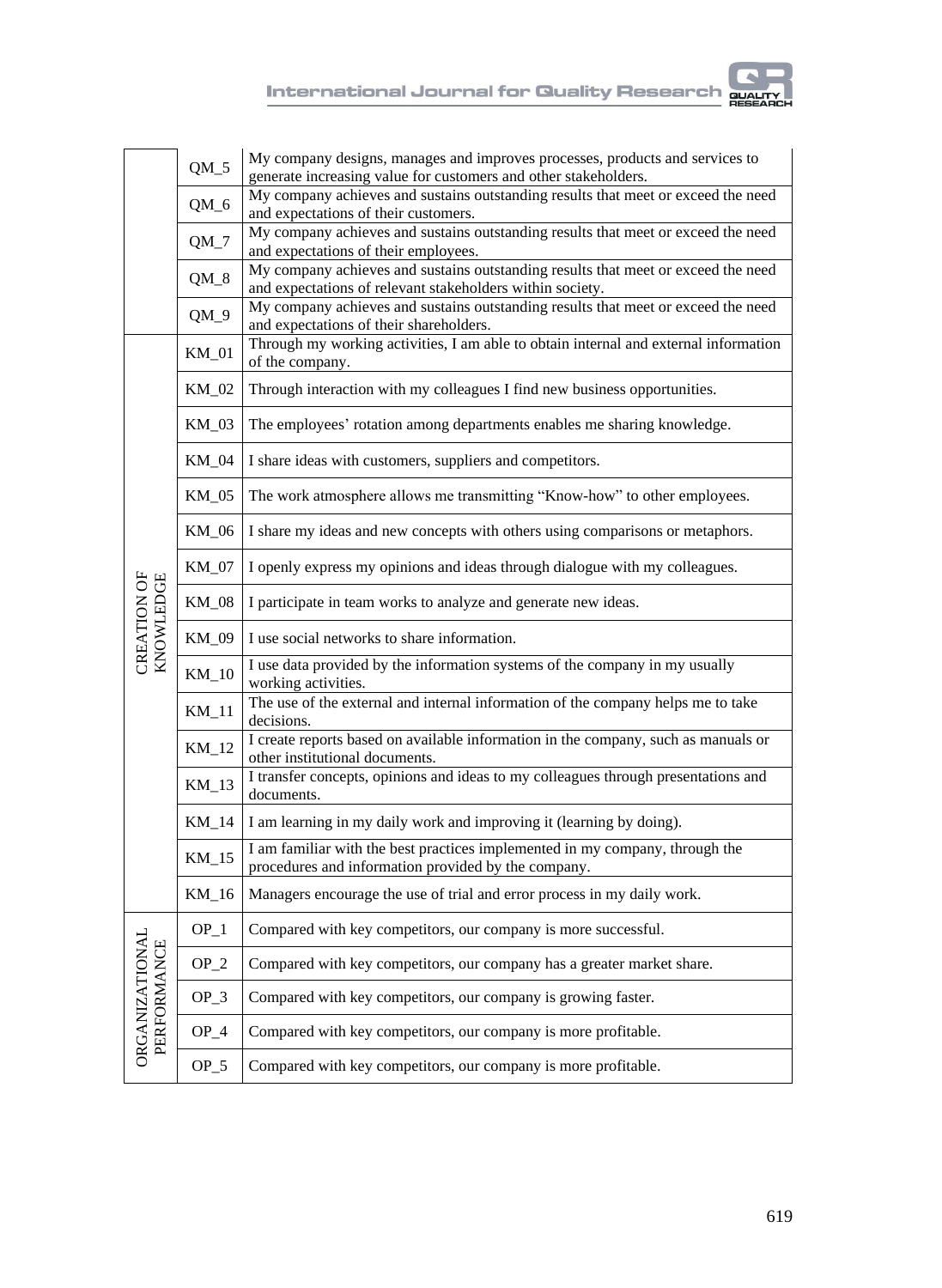|  |  |  |
|---|---|---|
|  | QM_5 | My company designs, manages and improves processes, products and services to generate increasing value for customers and other stakeholders. |
|  | QM_6 | My company achieves and sustains outstanding results that meet or exceed the need and expectations of their customers. |
|  | QM_7 | My company achieves and sustains outstanding results that meet or exceed the need and expectations of their employees. |
|  | QM_8 | My company achieves and sustains outstanding results that meet or exceed the need and expectations of relevant stakeholders within society. |
|  | QM_9 | My company achieves and sustains outstanding results that meet or exceed the need and expectations of their shareholders. |
| CREATION OF KNOWLEDGE | KM_01 | Through my working activities, I am able to obtain internal and external information of the company. |
|  | KM_02 | Through interaction with my colleagues I find new business opportunities. |
|  | KM_03 | The employees' rotation among departments enables me sharing knowledge. |
|  | KM_04 | I share ideas with customers, suppliers and competitors. |
|  | KM_05 | The work atmosphere allows me transmitting "Know-how" to other employees. |
|  | KM_06 | I share my ideas and new concepts with others using comparisons or metaphors. |
|  | KM_07 | I openly express my opinions and ideas through dialogue with my colleagues. |
|  | KM_08 | I participate in team works to analyze and generate new ideas. |
|  | KM_09 | I use social networks to share information. |
|  | KM_10 | I use data provided by the information systems of the company in my usually working activities. |
|  | KM_11 | The use of the external and internal information of the company helps me to take decisions. |
|  | KM_12 | I create reports based on available information in the company, such as manuals or other institutional documents. |
|  | KM_13 | I transfer concepts, opinions and ideas to my colleagues through presentations and documents. |
|  | KM_14 | I am learning in my daily work and improving it (learning by doing). |
|  | KM_15 | I am familiar with the best practices implemented in my company, through the procedures and information provided by the company. |
|  | KM_16 | Managers encourage the use of trial and error process in my daily work. |
| ORGANIZATIONAL PERFORMANCE | OP_1 | Compared with key competitors, our company is more successful. |
|  | OP_2 | Compared with key competitors, our company has a greater market share. |
|  | OP_3 | Compared with key competitors, our company is growing faster. |
|  | OP_4 | Compared with key competitors, our company is more profitable. |
|  | OP_5 | Compared with key competitors, our company is more profitable. |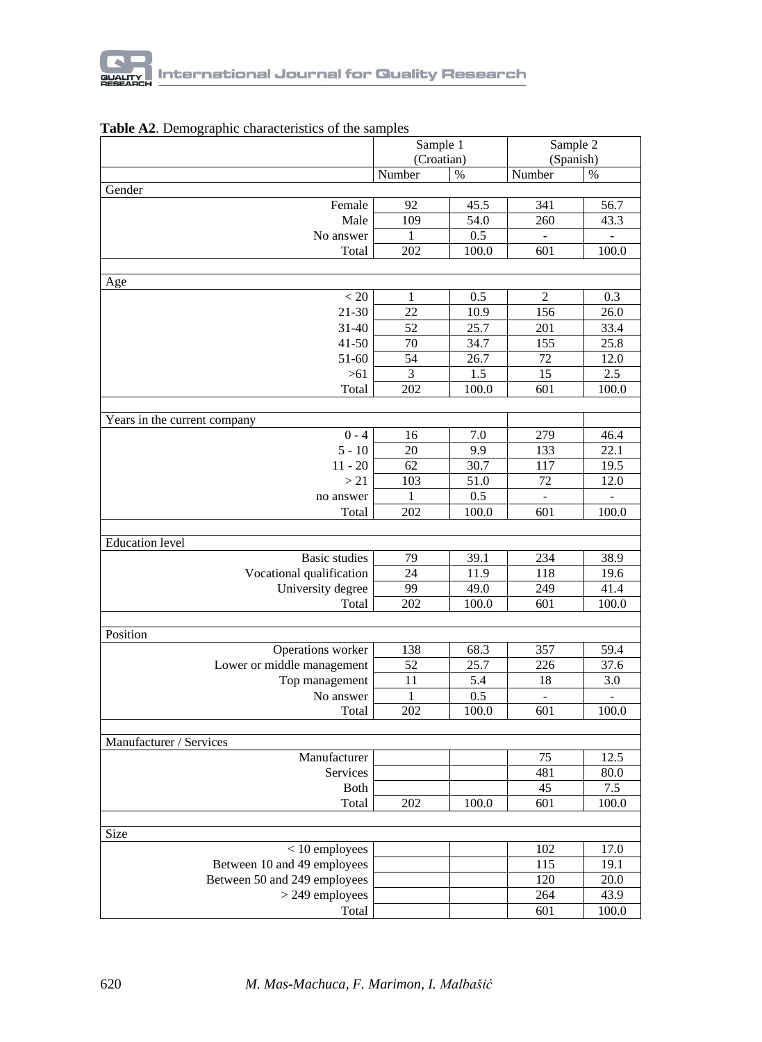**Table A2**. Demographic characteristics of the samples

| | Sample 1 (Croatian) | | Sample 2 (Spanish) | |
|---|---|---|---|---|
| | Number | % | Number | % |
| Gender | | | | |
| Female | 92 | 45.5 | 341 | 56.7 |
| Male | 109 | 54.0 | 260 | 43.3 |
| No answer | 1 | 0.5 | - | - |
| Total | 202 | 100.0 | 601 | 100.0 |
| | | | | |
| Age | | | | |
| < 20 | 1 | 0.5 | 2 | 0.3 |
| 21-30 | 22 | 10.9 | 156 | 26.0 |
| 31-40 | 52 | 25.7 | 201 | 33.4 |
| 41-50 | 70 | 34.7 | 155 | 25.8 |
| 51-60 | 54 | 26.7 | 72 | 12.0 |
| >61 | 3 | 1.5 | 15 | 2.5 |
| Total | 202 | 100.0 | 601 | 100.0 |
| | | | | |
| Years in the current company | | | | |
| 0 - 4 | 16 | 7.0 | 279 | 46.4 |
| 5 - 10 | 20 | 9.9 | 133 | 22.1 |
| 11 - 20 | 62 | 30.7 | 117 | 19.5 |
| > 21 | 103 | 51.0 | 72 | 12.0 |
| no answer | 1 | 0.5 | - | - |
| Total | 202 | 100.0 | 601 | 100.0 |
| | | | | |
| Education level | | | | |
| Basic studies | 79 | 39.1 | 234 | 38.9 |
| Vocational qualification | 24 | 11.9 | 118 | 19.6 |
| University degree | 99 | 49.0 | 249 | 41.4 |
| Total | 202 | 100.0 | 601 | 100.0 |
| | | | | |
| Position | | | | |
| Operations worker | 138 | 68.3 | 357 | 59.4 |
| Lower or middle management | 52 | 25.7 | 226 | 37.6 |
| Top management | 11 | 5.4 | 18 | 3.0 |
| No answer | 1 | 0.5 | - | - |
| Total | 202 | 100.0 | 601 | 100.0 |
| | | | | |
| Manufacturer / Services | | | | |
| Manufacturer | | | 75 | 12.5 |
| Services | | | 481 | 80.0 |
| Both | | | 45 | 7.5 |
| Total | 202 | 100.0 | 601 | 100.0 |
| | | | | |
| Size | | | | |
| < 10 employees | | | 102 | 17.0 |
| Between 10 and 49 employees | | | 115 | 19.1 |
| Between 50 and 249 employees | | | 120 | 20.0 |
| > 249 employees | | | 264 | 43.9 |
| Total | | | 601 | 100.0 |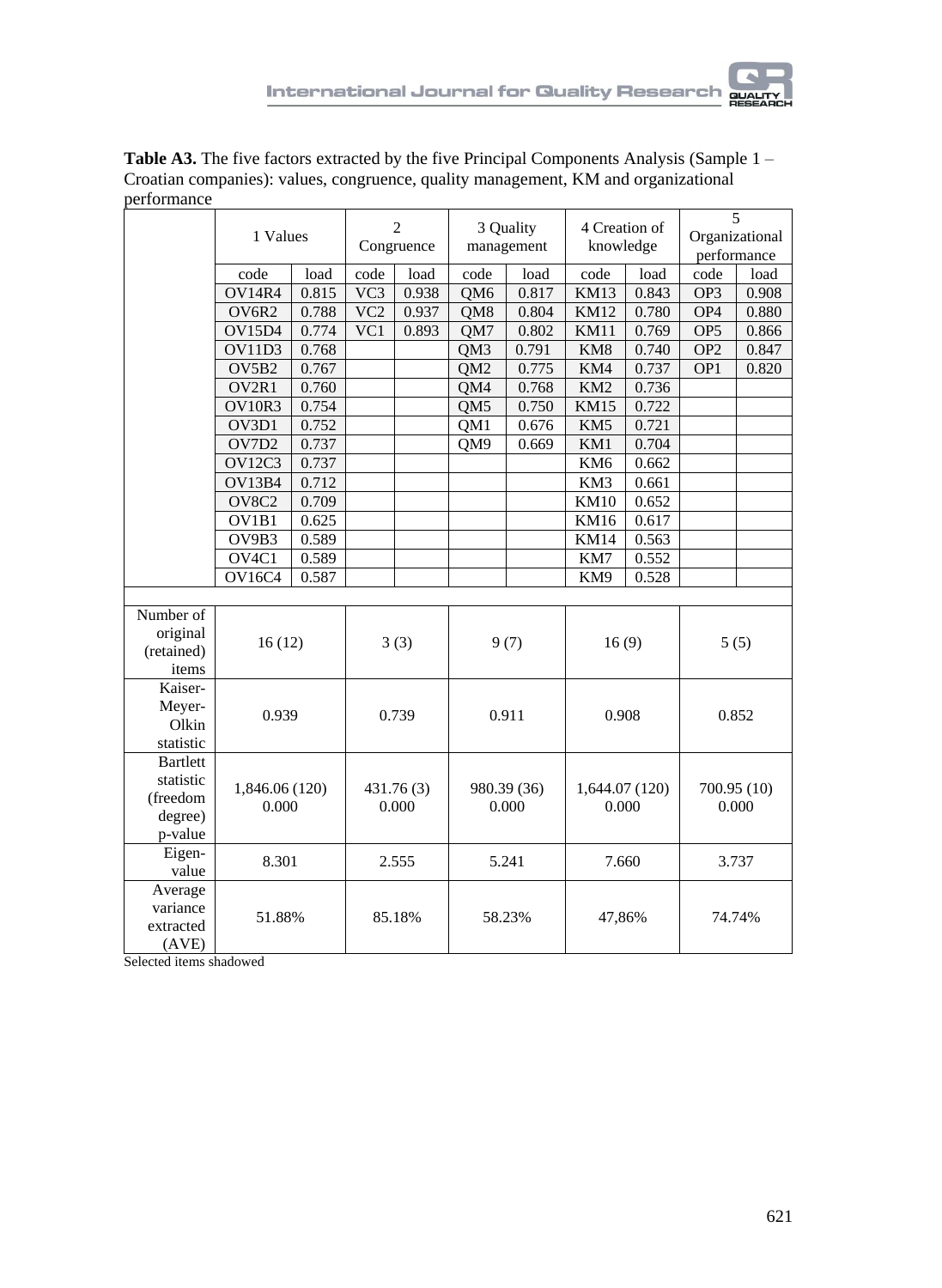**Table A3.** The five factors extracted by the five Principal Components Analysis (Sample 1 – Croatian companies): values, congruence, quality management, KM and organizational performance

| | 1 Values | | 2 Congruence | | 3 Quality management | | 4 Creation of knowledge | | 5 Organizational performance | |
|---|---|---|---|---|---|---|---|---|---|---|
| | code | load | code | load | code | load | code | load | code | load |
| | OV14R4 | 0.815 | VC3 | 0.938 | QM6 | 0.817 | KM13 | 0.843 | OP3 | 0.908 |
| | OV6R2 | 0.788 | VC2 | 0.937 | QM8 | 0.804 | KM12 | 0.780 | OP4 | 0.880 |
| | OV15D4 | 0.774 | VC1 | 0.893 | QM7 | 0.802 | KM11 | 0.769 | OP5 | 0.866 |
| | OV11D3 | 0.768 | | | QM3 | 0.791 | KM8 | 0.740 | OP2 | 0.847 |
| | OV5B2 | 0.767 | | | QM2 | 0.775 | KM4 | 0.737 | OP1 | 0.820 |
| | OV2R1 | 0.760 | | | QM4 | 0.768 | KM2 | 0.736 | | |
| | OV10R3 | 0.754 | | | QM5 | 0.750 | KM15 | 0.722 | | |
| | OV3D1 | 0.752 | | | QM1 | 0.676 | KM5 | 0.721 | | |
| | OV7D2 | 0.737 | | | QM9 | 0.669 | KM1 | 0.704 | | |
| | OV12C3 | 0.737 | | | | | KM6 | 0.662 | | |
| | OV13B4 | 0.712 | | | | | KM3 | 0.661 | | |
| | OV8C2 | 0.709 | | | | | KM10 | 0.652 | | |
| | OV1B1 | 0.625 | | | | | KM16 | 0.617 | | |
| | OV9B3 | 0.589 | | | | | KM14 | 0.563 | | |
| | OV4C1 | 0.589 | | | | | KM7 | 0.552 | | |
| | OV16C4 | 0.587 | | | | | KM9 | 0.528 | | |
| | | | | | | | | | | |
| Number of original (retained) items | 16 (12) | | 3 (3) | | 9 (7) | | 16 (9) | | 5 (5) | |
| Kaiser-Meyer-Olkin statistic | 0.939 | | 0.739 | | 0.911 | | 0.908 | | 0.852 | |
| Bartlett statistic (freedom degree) p-value | 1,846.06 (120) 0.000 | | 431.76 (3) 0.000 | | 980.39 (36) 0.000 | | 1,644.07 (120) 0.000 | | 700.95 (10) 0.000 | |
| Eigen-value | 8.301 | | 2.555 | | 5.241 | | 7.660 | | 3.737 | |
| Average variance extracted (AVE) | 51.88% | | 85.18% | | 58.23% | | 47,86% | | 74.74% | |

Selected items shadowed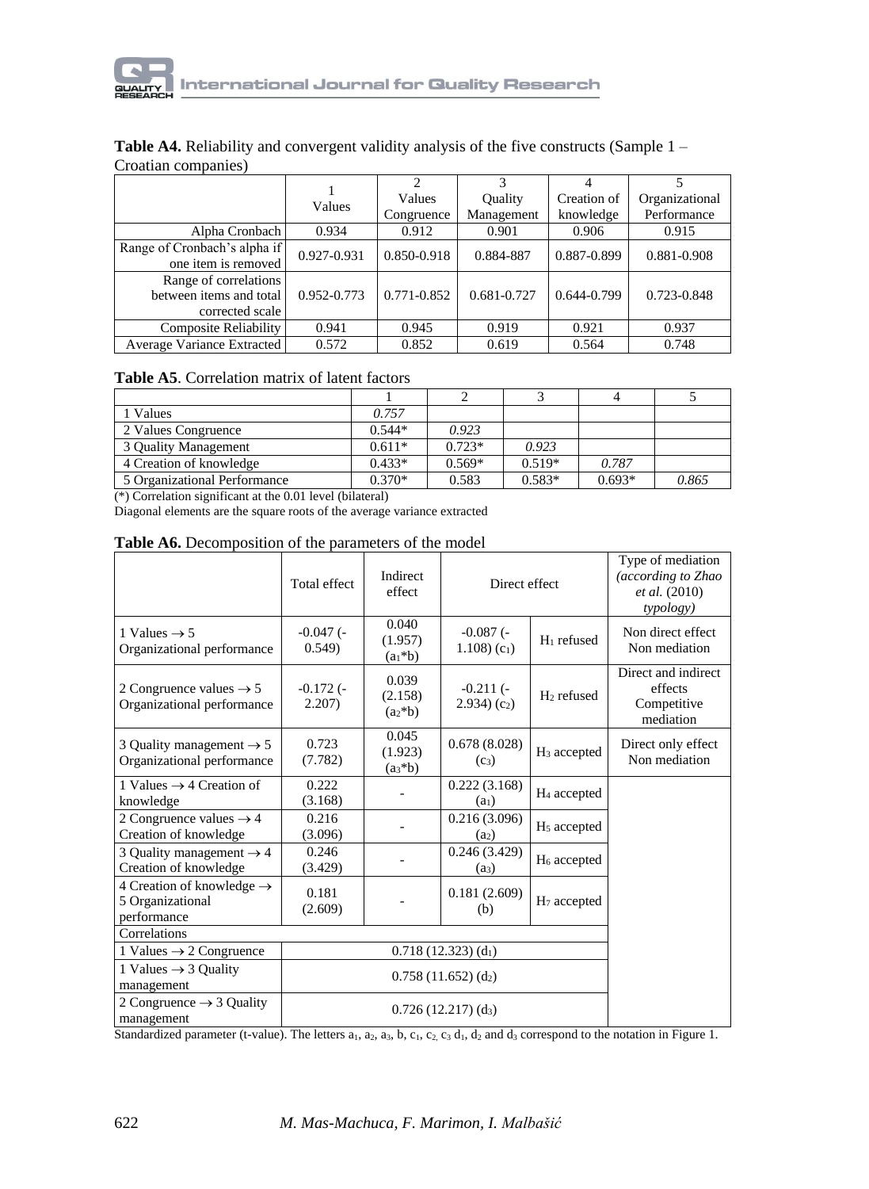**Table A4.** Reliability and convergent validity analysis of the five constructs (Sample 1 – Croatian companies)

| | 1<br>Values | 2<br>Values Congruence | 3<br>Quality Management | 4<br>Creation of knowledge | 5<br>Organizational Performance |
|---|---|---|---|---|---|
| Alpha Cronbach | 0.934 | 0.912 | 0.901 | 0.906 | 0.915 |
| Range of Cronbach's alpha if one item is removed | 0.927-0.931 | 0.850-0.918 | 0.884-887 | 0.887-0.899 | 0.881-0.908 |
| Range of correlations between items and total corrected scale | 0.952-0.773 | 0.771-0.852 | 0.681-0.727 | 0.644-0.799 | 0.723-0.848 |
| Composite Reliability | 0.941 | 0.945 | 0.919 | 0.921 | 0.937 |
| Average Variance Extracted | 0.572 | 0.852 | 0.619 | 0.564 | 0.748 |

**Table A5**. Correlation matrix of latent factors

| | 1 | 2 | 3 | 4 | 5 |
|---|---|---|---|---|---|
| 1 Values | *0.757* | | | | |
| 2 Values Congruence | 0.544* | *0.923* | | | |
| 3 Quality Management | 0.611* | 0.723* | *0.923* | | |
| 4 Creation of knowledge | 0.433* | 0.569* | 0.519* | *0.787* | |
| 5 Organizational Performance | 0.370* | 0.583 | 0.583* | 0.693* | *0.865* |

(*) Correlation significant at the 0.01 level (bilateral)

Diagonal elements are the square roots of the average variance extracted

**Table A6.** Decomposition of the parameters of the model

| | Total effect | Indirect effect | Direct effect | | Type of mediation *(according to Zhao et al.* (2010) *typology)* |
|---|---|---|---|---|---|
| 1 Values → 5 Organizational performance | -0.047 (-0.549) | 0.040 (1.957) ($a_1$*b) | -0.087 (-1.108) ($c_1$) | $H_1$ refused | Non direct effect Non mediation |
| 2 Congruence values → 5 Organizational performance | -0.172 (-2.207) | 0.039 (2.158) ($a_2$*b) | -0.211 (-2.934) ($c_2$) | $H_2$ refused | Direct and indirect effects Competitive mediation |
| 3 Quality management → 5 Organizational performance | 0.723 (7.782) | 0.045 (1.923) ($a_3$*b) | 0.678 (8.028) ($c_3$) | $H_3$ accepted | Direct only effect Non mediation |
| 1 Values → 4 Creation of knowledge | 0.222 (3.168) | - | 0.222 (3.168) ($a_1$) | $H_4$ accepted | |
| 2 Congruence values → 4 Creation of knowledge | 0.216 (3.096) | - | 0.216 (3.096) ($a_2$) | $H_5$ accepted | |
| 3 Quality management → 4 Creation of knowledge | 0.246 (3.429) | - | 0.246 (3.429) ($a_3$) | $H_6$ accepted | |
| 4 Creation of knowledge → 5 Organizational performance | 0.181 (2.609) | - | 0.181 (2.609) (b) | $H_7$ accepted | |
| Correlations | | | | | |
| 1 Values → 2 Congruence | 0.718 (12.323) ($d_1$) | | | | |
| 1 Values → 3 Quality management | 0.758 (11.652) ($d_2$) | | | | |
| 2 Congruence → 3 Quality management | 0.726 (12.217) ($d_3$) | | | | |

Standardized parameter (t-value). The letters $a_1$, $a_2$, $a_3$, b, $c_1$, $c_2$, $c_3$ $d_1$, $d_2$ and $d_3$ correspond to the notation in Figure 1.